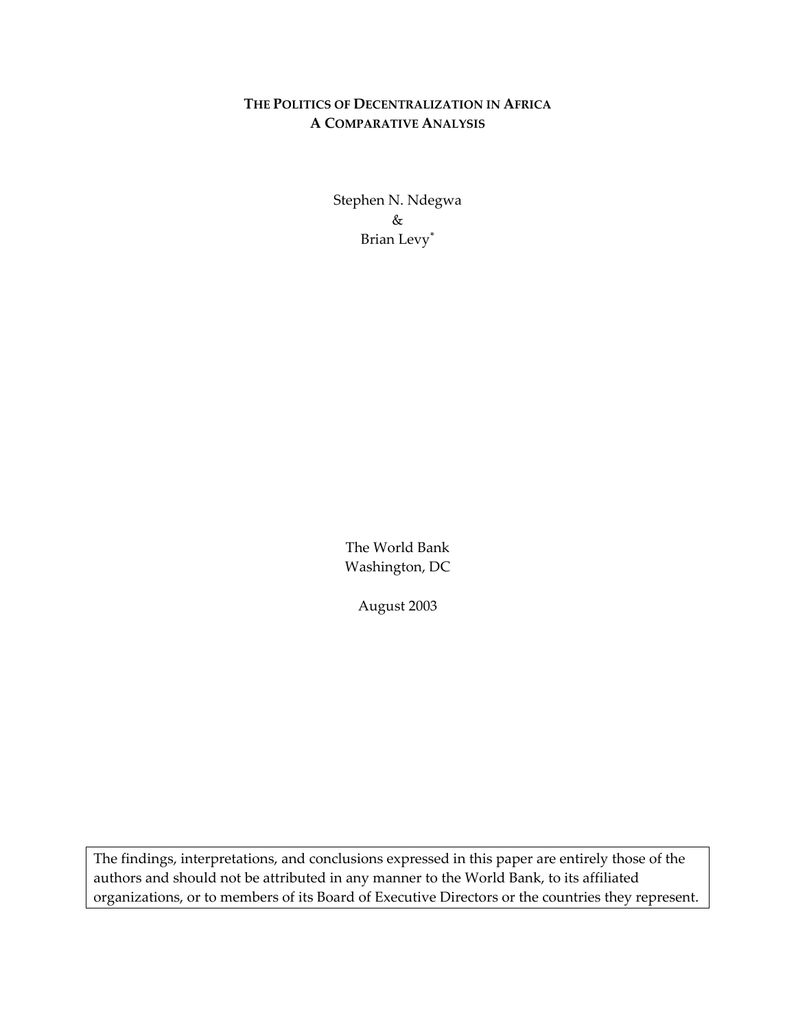# THE POLITICS OF DECENTRALIZATION IN AFRICA
## A COMPARATIVE ANALYSIS

Stephen N. Ndegwa
&
Brian Levy[*]

The World Bank
Washington, DC

August 2003

The findings, interpretations, and conclusions expressed in this paper are entirely those of the authors and should not be attributed in any manner to the World Bank, to its affiliated organizations, or to members of its Board of Executive Directors or the countries they represent.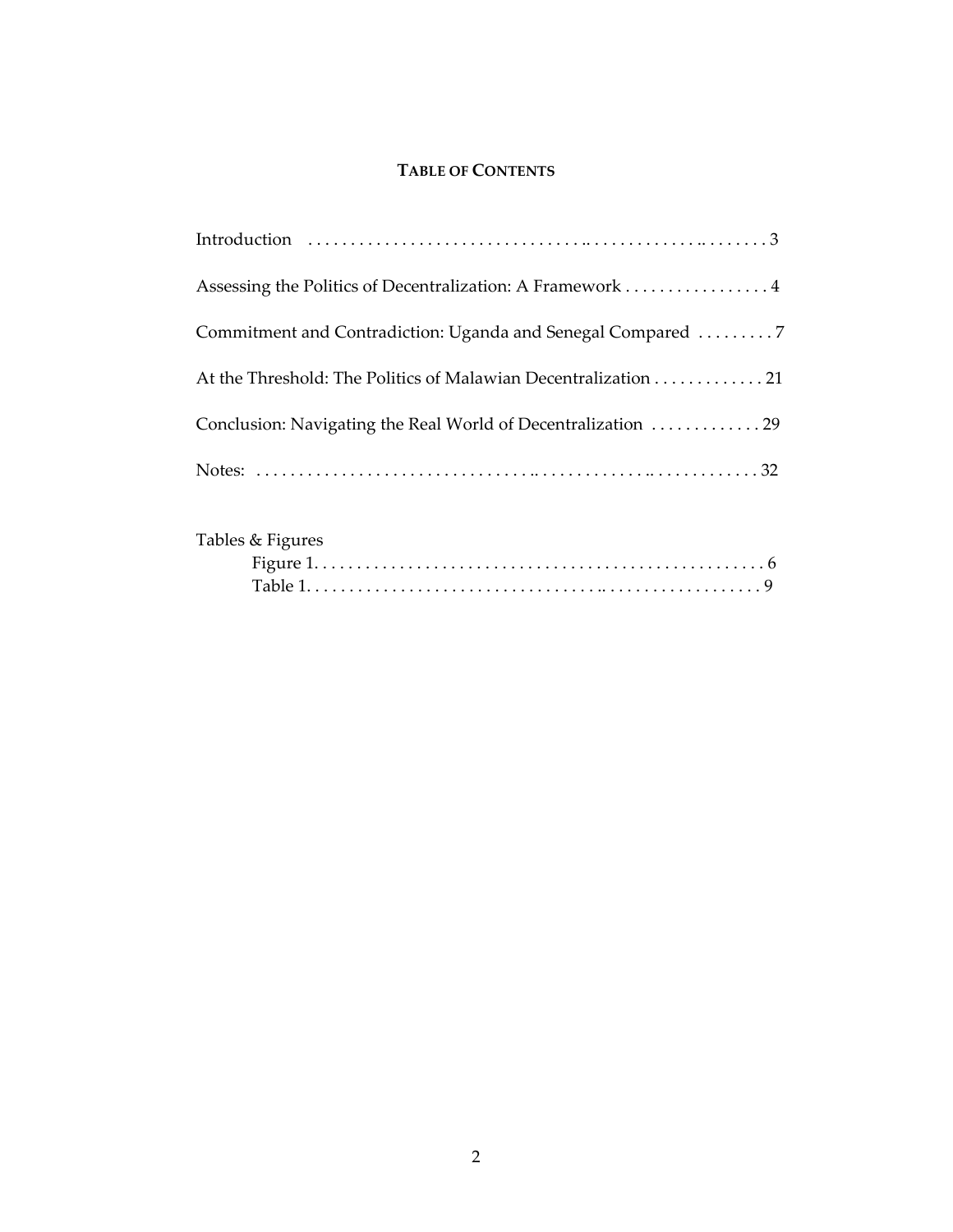# TABLE OF CONTENTS

Introduction . . . . . . . . . . . . . . . . . . . . . . . . . . . . . . . . . . . . . . . . . . . . . . . . . . . 3

Assessing the Politics of Decentralization: A Framework . . . . . . . . . . . . . . . . . 4

Commitment and Contradiction: Uganda and Senegal Compared . . . . . . . . . 7

At the Threshold: The Politics of Malawian Decentralization . . . . . . . . . . . . . 21

Conclusion: Navigating the Real World of Decentralization . . . . . . . . . . . . . 29

Notes: . . . . . . . . . . . . . . . . . . . . . . . . . . . . . . . . . . . . . . . . . . . . . . . . . . . . . . 32

Tables & Figures

Figure 1. . . . . . . . . . . . . . . . . . . . . . . . . . . . . . . . . . . . . . . . . . . . . . . . . . . . 6

Table 1. . . . . . . . . . . . . . . . . . . . . . . . . . . . . . . . . . . . . . . . . . . . . . . . . . . . . 9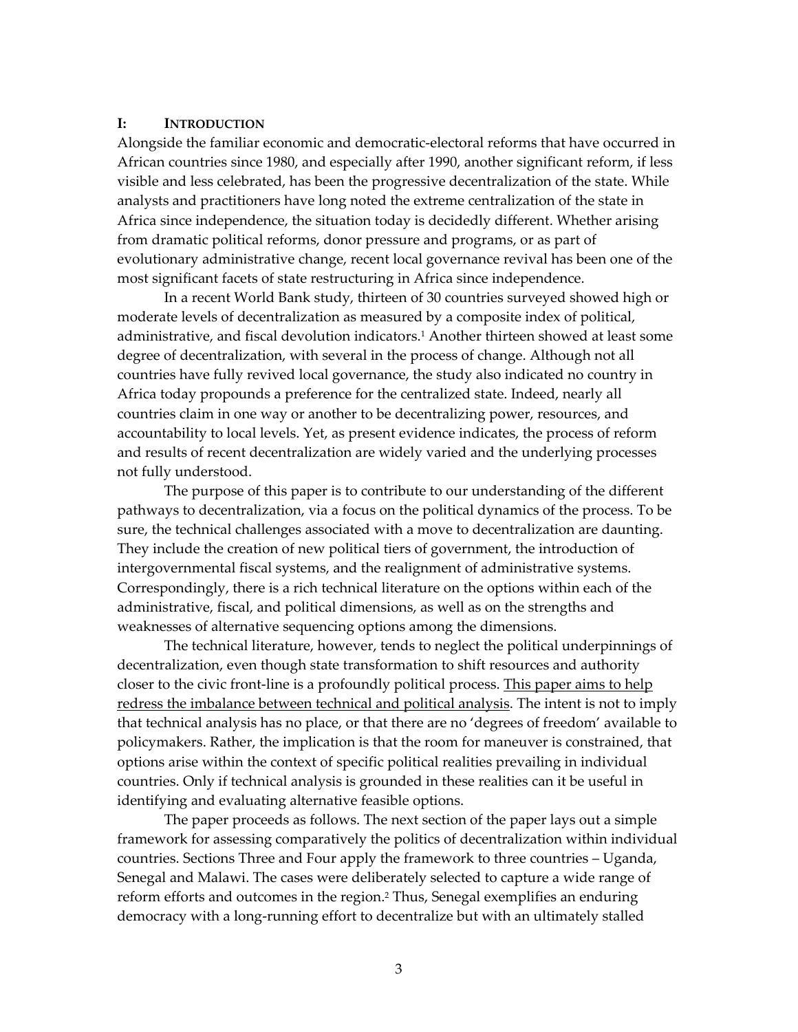## I: INTRODUCTION

Alongside the familiar economic and democratic-electoral reforms that have occurred in African countries since 1980, and especially after 1990, another significant reform, if less visible and less celebrated, has been the progressive decentralization of the state. While analysts and practitioners have long noted the extreme centralization of the state in Africa since independence, the situation today is decidedly different. Whether arising from dramatic political reforms, donor pressure and programs, or as part of evolutionary administrative change, recent local governance revival has been one of the most significant facets of state restructuring in Africa since independence.

In a recent World Bank study, thirteen of 30 countries surveyed showed high or moderate levels of decentralization as measured by a composite index of political, administrative, and fiscal devolution indicators.[1] Another thirteen showed at least some degree of decentralization, with several in the process of change. Although not all countries have fully revived local governance, the study also indicated no country in Africa today propounds a preference for the centralized state. Indeed, nearly all countries claim in one way or another to be decentralizing power, resources, and accountability to local levels. Yet, as present evidence indicates, the process of reform and results of recent decentralization are widely varied and the underlying processes not fully understood.

The purpose of this paper is to contribute to our understanding of the different pathways to decentralization, via a focus on the political dynamics of the process. To be sure, the technical challenges associated with a move to decentralization are daunting. They include the creation of new political tiers of government, the introduction of intergovernmental fiscal systems, and the realignment of administrative systems. Correspondingly, there is a rich technical literature on the options within each of the administrative, fiscal, and political dimensions, as well as on the strengths and weaknesses of alternative sequencing options among the dimensions.

The technical literature, however, tends to neglect the political underpinnings of decentralization, even though state transformation to shift resources and authority closer to the civic front-line is a profoundly political process. <u>This paper aims to help redress the imbalance between technical and political analysis</u>. The intent is not to imply that technical analysis has no place, or that there are no 'degrees of freedom' available to policymakers. Rather, the implication is that the room for maneuver is constrained, that options arise within the context of specific political realities prevailing in individual countries. Only if technical analysis is grounded in these realities can it be useful in identifying and evaluating alternative feasible options.

The paper proceeds as follows. The next section of the paper lays out a simple framework for assessing comparatively the politics of decentralization within individual countries. Sections Three and Four apply the framework to three countries – Uganda, Senegal and Malawi. The cases were deliberately selected to capture a wide range of reform efforts and outcomes in the region.[2] Thus, Senegal exemplifies an enduring democracy with a long-running effort to decentralize but with an ultimately stalled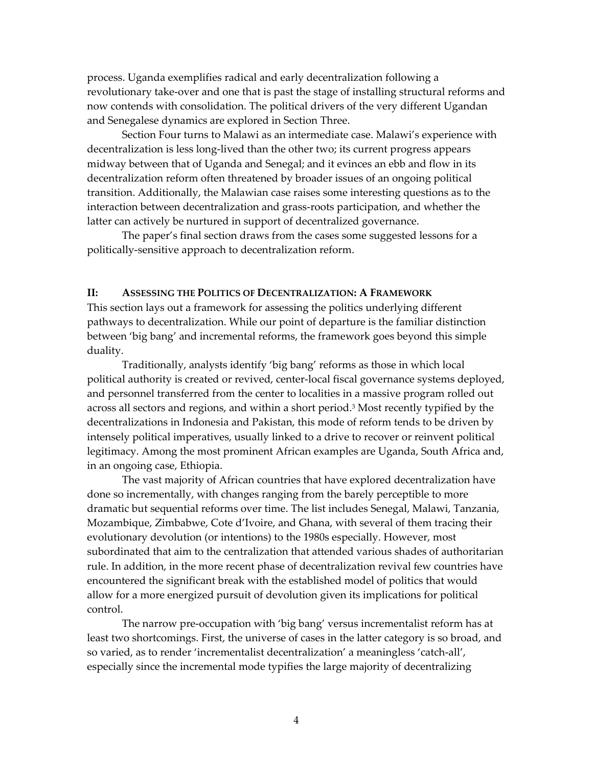process. Uganda exemplifies radical and early decentralization following a revolutionary take-over and one that is past the stage of installing structural reforms and now contends with consolidation. The political drivers of the very different Ugandan and Senegalese dynamics are explored in Section Three.

Section Four turns to Malawi as an intermediate case. Malawi's experience with decentralization is less long-lived than the other two; its current progress appears midway between that of Uganda and Senegal; and it evinces an ebb and flow in its decentralization reform often threatened by broader issues of an ongoing political transition. Additionally, the Malawian case raises some interesting questions as to the interaction between decentralization and grass-roots participation, and whether the latter can actively be nurtured in support of decentralized governance.

The paper's final section draws from the cases some suggested lessons for a politically-sensitive approach to decentralization reform.

## II: ASSESSING THE POLITICS OF DECENTRALIZATION: A FRAMEWORK

This section lays out a framework for assessing the politics underlying different pathways to decentralization. While our point of departure is the familiar distinction between 'big bang' and incremental reforms, the framework goes beyond this simple duality.

Traditionally, analysts identify 'big bang' reforms as those in which local political authority is created or revived, center-local fiscal governance systems deployed, and personnel transferred from the center to localities in a massive program rolled out across all sectors and regions, and within a short period.[3] Most recently typified by the decentralizations in Indonesia and Pakistan, this mode of reform tends to be driven by intensely political imperatives, usually linked to a drive to recover or reinvent political legitimacy. Among the most prominent African examples are Uganda, South Africa and, in an ongoing case, Ethiopia.

The vast majority of African countries that have explored decentralization have done so incrementally, with changes ranging from the barely perceptible to more dramatic but sequential reforms over time. The list includes Senegal, Malawi, Tanzania, Mozambique, Zimbabwe, Cote d'Ivoire, and Ghana, with several of them tracing their evolutionary devolution (or intentions) to the 1980s especially. However, most subordinated that aim to the centralization that attended various shades of authoritarian rule. In addition, in the more recent phase of decentralization revival few countries have encountered the significant break with the established model of politics that would allow for a more energized pursuit of devolution given its implications for political control.

The narrow pre-occupation with 'big bang' versus incrementalist reform has at least two shortcomings. First, the universe of cases in the latter category is so broad, and so varied, as to render 'incrementalist decentralization' a meaningless 'catch-all', especially since the incremental mode typifies the large majority of decentralizing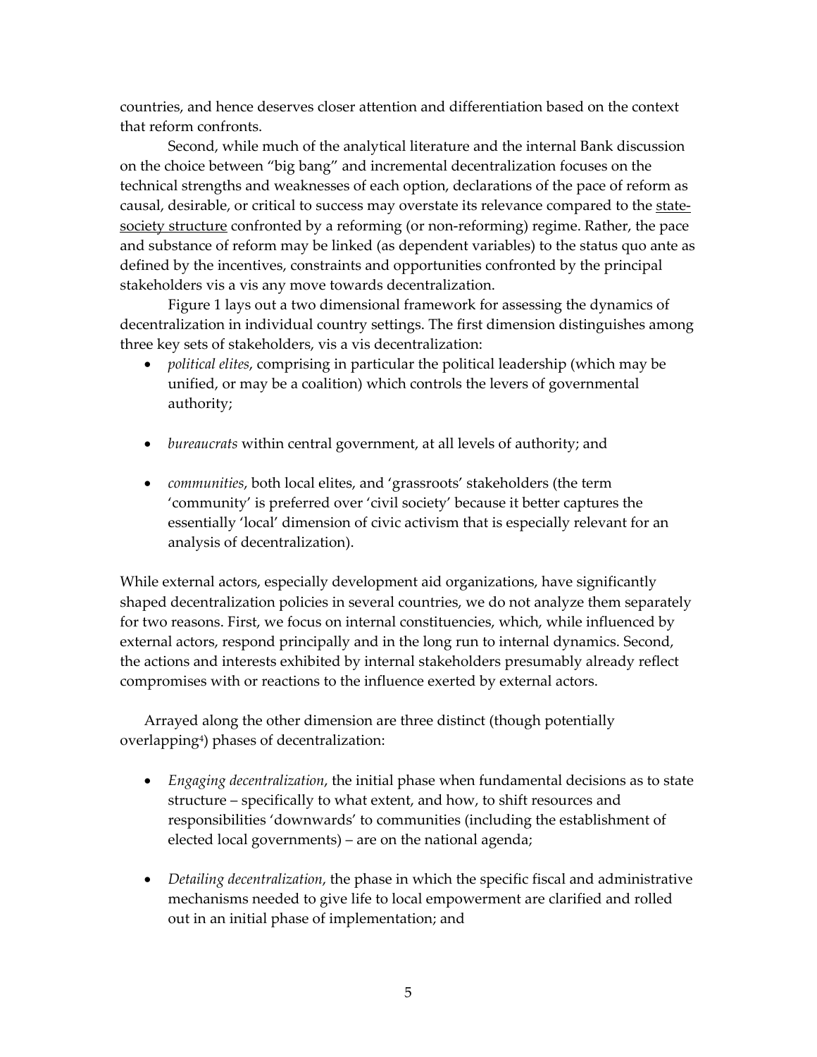countries, and hence deserves closer attention and differentiation based on the context that reform confronts.

Second, while much of the analytical literature and the internal Bank discussion on the choice between "big bang" and incremental decentralization focuses on the technical strengths and weaknesses of each option, declarations of the pace of reform as causal, desirable, or critical to success may overstate its relevance compared to the <u>state-society structure</u> confronted by a reforming (or non-reforming) regime. Rather, the pace and substance of reform may be linked (as dependent variables) to the status quo ante as defined by the incentives, constraints and opportunities confronted by the principal stakeholders vis a vis any move towards decentralization.

Figure 1 lays out a two dimensional framework for assessing the dynamics of decentralization in individual country settings. The first dimension distinguishes among three key sets of stakeholders, vis a vis decentralization:

- *political elites*, comprising in particular the political leadership (which may be unified, or may be a coalition) which controls the levers of governmental authority;

- *bureaucrats* within central government, at all levels of authority; and

- *communities*, both local elites, and 'grassroots' stakeholders (the term 'community' is preferred over 'civil society' because it better captures the essentially 'local' dimension of civic activism that is especially relevant for an analysis of decentralization).

While external actors, especially development aid organizations, have significantly shaped decentralization policies in several countries, we do not analyze them separately for two reasons. First, we focus on internal constituencies, which, while influenced by external actors, respond principally and in the long run to internal dynamics. Second, the actions and interests exhibited by internal stakeholders presumably already reflect compromises with or reactions to the influence exerted by external actors.

Arrayed along the other dimension are three distinct (though potentially overlapping[4]) phases of decentralization:

- *Engaging decentralization*, the initial phase when fundamental decisions as to state structure – specifically to what extent, and how, to shift resources and responsibilities 'downwards' to communities (including the establishment of elected local governments) – are on the national agenda;

- *Detailing decentralization*, the phase in which the specific fiscal and administrative mechanisms needed to give life to local empowerment are clarified and rolled out in an initial phase of implementation; and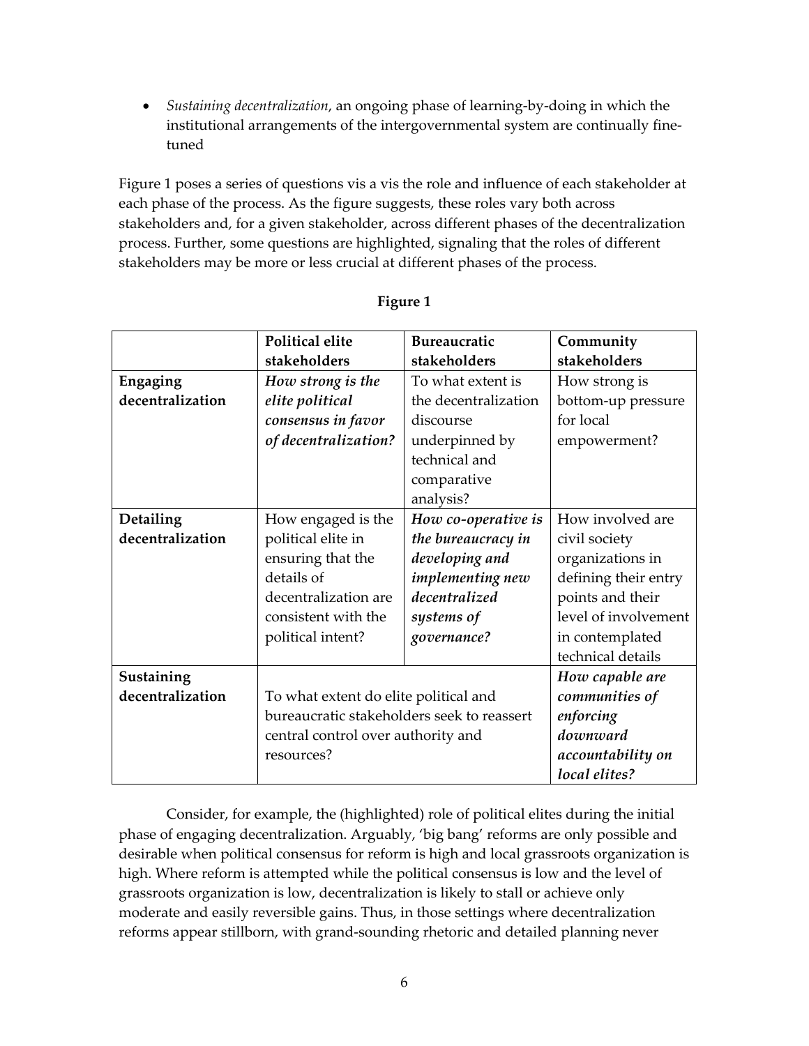- *Sustaining decentralization*, an ongoing phase of learning-by-doing in which the institutional arrangements of the intergovernmental system are continually fine-tuned

Figure 1 poses a series of questions vis a vis the role and influence of each stakeholder at each phase of the process. As the figure suggests, these roles vary both across stakeholders and, for a given stakeholder, across different phases of the decentralization process. Further, some questions are highlighted, signaling that the roles of different stakeholders may be more or less crucial at different phases of the process.

**Figure 1**

| | **Political elite stakeholders** | **Bureaucratic stakeholders** | **Community stakeholders** |
|---|---|---|---|
| **Engaging decentralization** | ***How strong is the elite political consensus in favor of decentralization?*** | To what extent is the decentralization discourse underpinned by technical and comparative analysis? | How strong is bottom-up pressure for local empowerment? |
| **Detailing decentralization** | How engaged is the political elite in ensuring that the details of decentralization are consistent with the political intent? | ***How co-operative is the bureaucracy in developing and implementing new decentralized systems of governance?*** | How involved are civil society organizations in defining their entry points and their level of involvement in contemplated technical details |
| **Sustaining decentralization** | To what extent do elite political and bureaucratic stakeholders seek to reassert central control over authority and resources? | | ***How capable are communities of enforcing downward accountability on local elites?*** |

Consider, for example, the (highlighted) role of political elites during the initial phase of engaging decentralization. Arguably, 'big bang' reforms are only possible and desirable when political consensus for reform is high and local grassroots organization is high. Where reform is attempted while the political consensus is low and the level of grassroots organization is low, decentralization is likely to stall or achieve only moderate and easily reversible gains. Thus, in those settings where decentralization reforms appear stillborn, with grand-sounding rhetoric and detailed planning never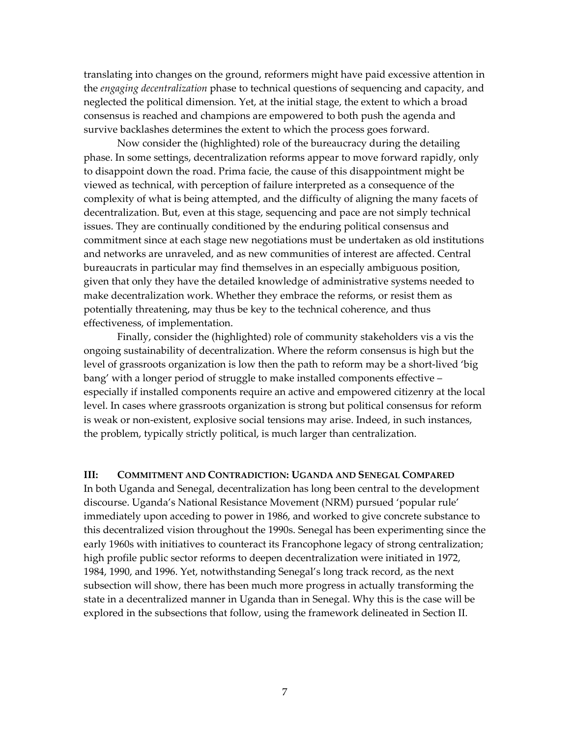translating into changes on the ground, reformers might have paid excessive attention in the *engaging decentralization* phase to technical questions of sequencing and capacity, and neglected the political dimension. Yet, at the initial stage, the extent to which a broad consensus is reached and champions are empowered to both push the agenda and survive backlashes determines the extent to which the process goes forward.

Now consider the (highlighted) role of the bureaucracy during the detailing phase. In some settings, decentralization reforms appear to move forward rapidly, only to disappoint down the road. Prima facie, the cause of this disappointment might be viewed as technical, with perception of failure interpreted as a consequence of the complexity of what is being attempted, and the difficulty of aligning the many facets of decentralization. But, even at this stage, sequencing and pace are not simply technical issues. They are continually conditioned by the enduring political consensus and commitment since at each stage new negotiations must be undertaken as old institutions and networks are unraveled, and as new communities of interest are affected. Central bureaucrats in particular may find themselves in an especially ambiguous position, given that only they have the detailed knowledge of administrative systems needed to make decentralization work. Whether they embrace the reforms, or resist them as potentially threatening, may thus be key to the technical coherence, and thus effectiveness, of implementation.

Finally, consider the (highlighted) role of community stakeholders vis a vis the ongoing sustainability of decentralization. Where the reform consensus is high but the level of grassroots organization is low then the path to reform may be a short-lived 'big bang' with a longer period of struggle to make installed components effective – especially if installed components require an active and empowered citizenry at the local level. In cases where grassroots organization is strong but political consensus for reform is weak or non-existent, explosive social tensions may arise. Indeed, in such instances, the problem, typically strictly political, is much larger than centralization.

## III: Commitment and Contradiction: Uganda and Senegal Compared

In both Uganda and Senegal, decentralization has long been central to the development discourse. Uganda's National Resistance Movement (NRM) pursued 'popular rule' immediately upon acceding to power in 1986, and worked to give concrete substance to this decentralized vision throughout the 1990s. Senegal has been experimenting since the early 1960s with initiatives to counteract its Francophone legacy of strong centralization; high profile public sector reforms to deepen decentralization were initiated in 1972, 1984, 1990, and 1996. Yet, notwithstanding Senegal's long track record, as the next subsection will show, there has been much more progress in actually transforming the state in a decentralized manner in Uganda than in Senegal. Why this is the case will be explored in the subsections that follow, using the framework delineated in Section II.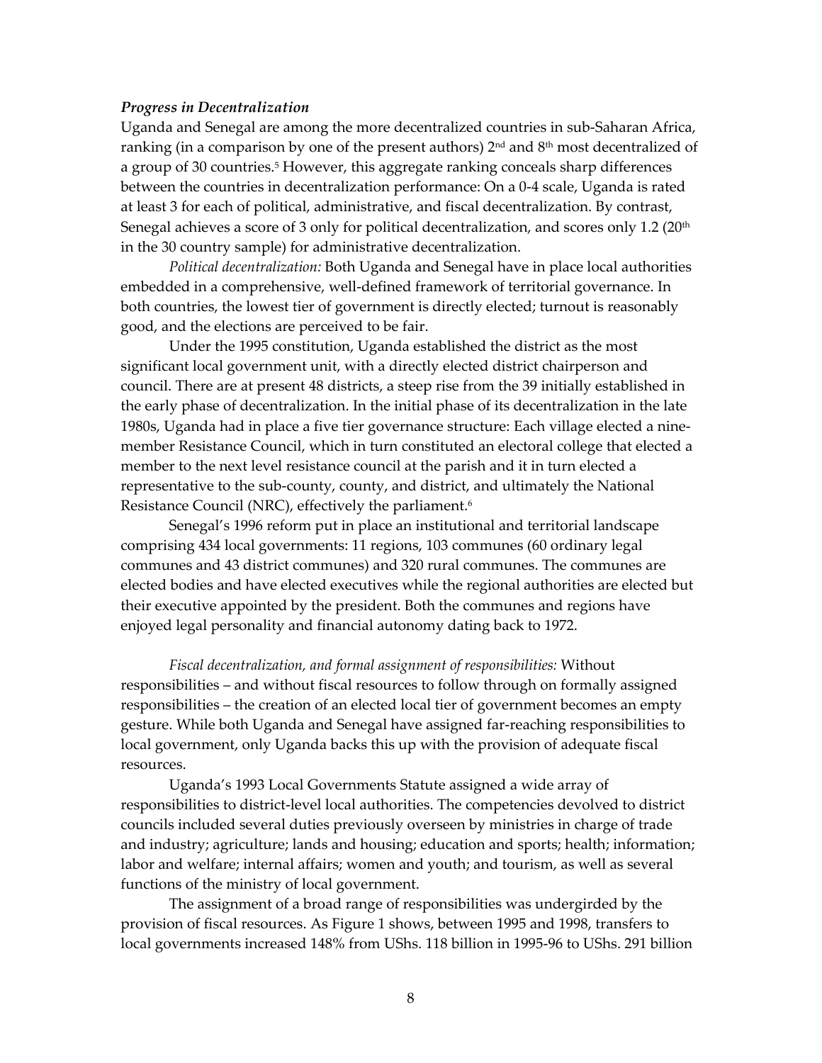### *Progress in Decentralization*

Uganda and Senegal are among the more decentralized countries in sub-Saharan Africa, ranking (in a comparison by one of the present authors) 2nd and 8th most decentralized of a group of 30 countries.[5] However, this aggregate ranking conceals sharp differences between the countries in decentralization performance: On a 0-4 scale, Uganda is rated at least 3 for each of political, administrative, and fiscal decentralization. By contrast, Senegal achieves a score of 3 only for political decentralization, and scores only 1.2 (20th in the 30 country sample) for administrative decentralization.

*Political decentralization:* Both Uganda and Senegal have in place local authorities embedded in a comprehensive, well-defined framework of territorial governance. In both countries, the lowest tier of government is directly elected; turnout is reasonably good, and the elections are perceived to be fair.

Under the 1995 constitution, Uganda established the district as the most significant local government unit, with a directly elected district chairperson and council. There are at present 48 districts, a steep rise from the 39 initially established in the early phase of decentralization. In the initial phase of its decentralization in the late 1980s, Uganda had in place a five tier governance structure: Each village elected a nine-member Resistance Council, which in turn constituted an electoral college that elected a member to the next level resistance council at the parish and it in turn elected a representative to the sub-county, county, and district, and ultimately the National Resistance Council (NRC), effectively the parliament.[6]

Senegal's 1996 reform put in place an institutional and territorial landscape comprising 434 local governments: 11 regions, 103 communes (60 ordinary legal communes and 43 district communes) and 320 rural communes. The communes are elected bodies and have elected executives while the regional authorities are elected but their executive appointed by the president. Both the communes and regions have enjoyed legal personality and financial autonomy dating back to 1972.

*Fiscal decentralization, and formal assignment of responsibilities:* Without responsibilities – and without fiscal resources to follow through on formally assigned responsibilities – the creation of an elected local tier of government becomes an empty gesture. While both Uganda and Senegal have assigned far-reaching responsibilities to local government, only Uganda backs this up with the provision of adequate fiscal resources.

Uganda's 1993 Local Governments Statute assigned a wide array of responsibilities to district-level local authorities. The competencies devolved to district councils included several duties previously overseen by ministries in charge of trade and industry; agriculture; lands and housing; education and sports; health; information; labor and welfare; internal affairs; women and youth; and tourism, as well as several functions of the ministry of local government.

The assignment of a broad range of responsibilities was undergirded by the provision of fiscal resources. As Figure 1 shows, between 1995 and 1998, transfers to local governments increased 148% from UShs. 118 billion in 1995-96 to UShs. 291 billion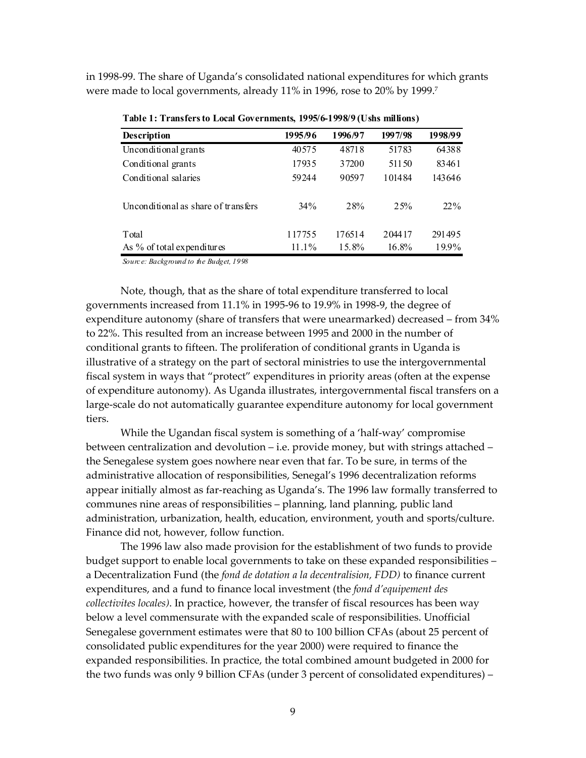in 1998-99. The share of Uganda's consolidated national expenditures for which grants were made to local governments, already 11% in 1996, rose to 20% by 1999.[7]

**Table 1: Transfers to Local Governments, 1995/6-1998/9 (Ushs millions)**

| Description | 1995/96 | 1996/97 | 1997/98 | 1998/99 |
|---|---|---|---|---|
| Unconditional grants | 40575 | 48718 | 51783 | 64388 |
| Conditional grants | 17935 | 37200 | 51150 | 83461 |
| Conditional salaries | 59244 | 90597 | 101484 | 143646 |
| Unconditional as share of transfers | 34% | 28% | 25% | 22% |
| Total | 117755 | 176514 | 204417 | 291495 |
| As % of total expenditures | 11.1% | 15.8% | 16.8% | 19.9% |

*Source: Background to the Budget, 1998*

Note, though, that as the share of total expenditure transferred to local governments increased from 11.1% in 1995-96 to 19.9% in 1998-9, the degree of expenditure autonomy (share of transfers that were unearmarked) decreased – from 34% to 22%. This resulted from an increase between 1995 and 2000 in the number of conditional grants to fifteen. The proliferation of conditional grants in Uganda is illustrative of a strategy on the part of sectoral ministries to use the intergovernmental fiscal system in ways that "protect" expenditures in priority areas (often at the expense of expenditure autonomy). As Uganda illustrates, intergovernmental fiscal transfers on a large-scale do not automatically guarantee expenditure autonomy for local government tiers.

While the Ugandan fiscal system is something of a 'half-way' compromise between centralization and devolution – i.e. provide money, but with strings attached – the Senegalese system goes nowhere near even that far. To be sure, in terms of the administrative allocation of responsibilities, Senegal's 1996 decentralization reforms appear initially almost as far-reaching as Uganda's. The 1996 law formally transferred to communes nine areas of responsibilities – planning, land planning, public land administration, urbanization, health, education, environment, youth and sports/culture. Finance did not, however, follow function.

The 1996 law also made provision for the establishment of two funds to provide budget support to enable local governments to take on these expanded responsibilities – a Decentralization Fund (the *fond de dotation a la decentralisation, FDD)* to finance current expenditures, and a fund to finance local investment (the *fond d'equipement des collectivites locales)*. In practice, however, the transfer of fiscal resources has been way below a level commensurate with the expanded scale of responsibilities. Unofficial Senegalese government estimates were that 80 to 100 billion CFAs (about 25 percent of consolidated public expenditures for the year 2000) were required to finance the expanded responsibilities. In practice, the total combined amount budgeted in 2000 for the two funds was only 9 billion CFAs (under 3 percent of consolidated expenditures) –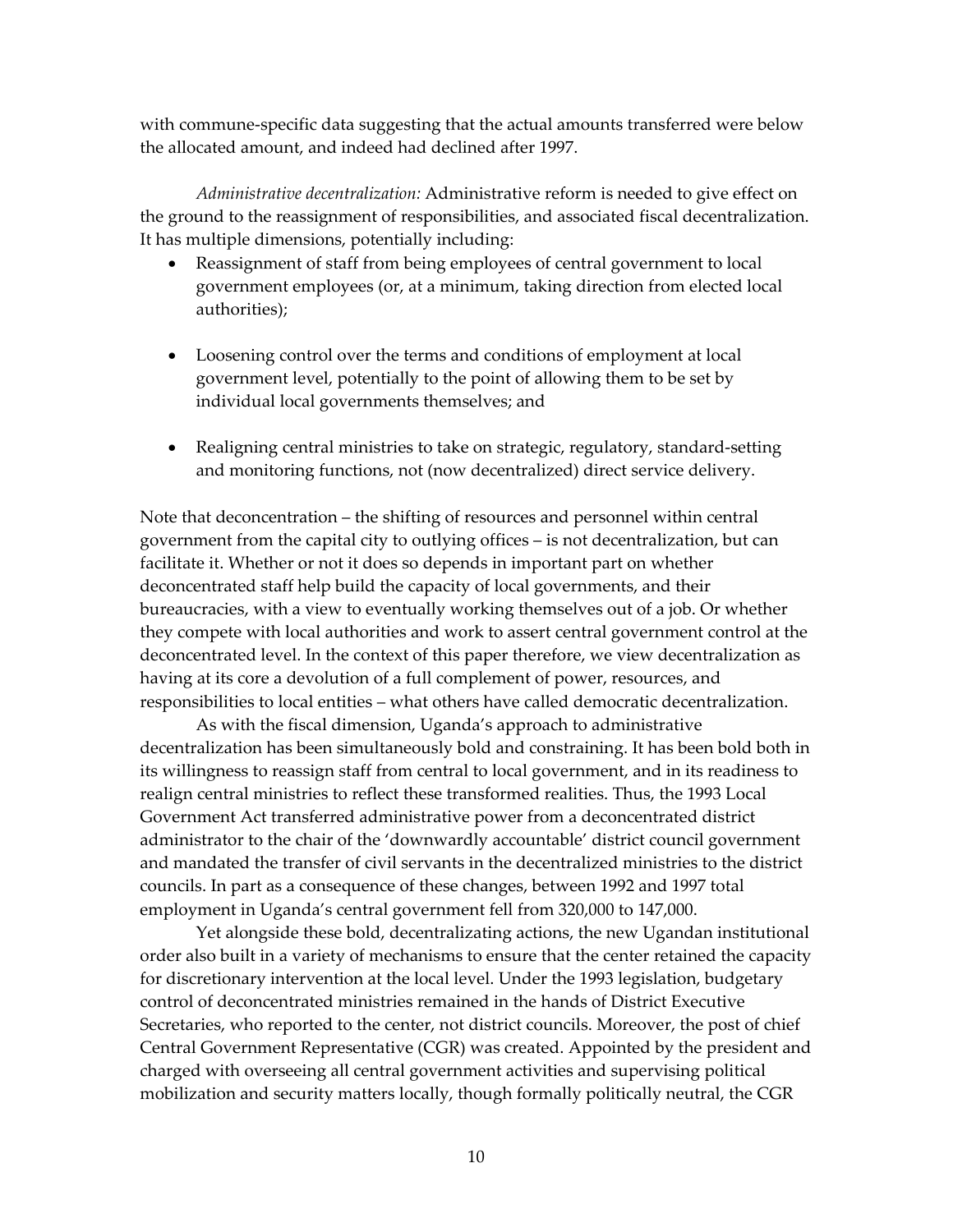with commune-specific data suggesting that the actual amounts transferred were below the allocated amount, and indeed had declined after 1997.

*Administrative decentralization:* Administrative reform is needed to give effect on the ground to the reassignment of responsibilities, and associated fiscal decentralization. It has multiple dimensions, potentially including:

- Reassignment of staff from being employees of central government to local government employees (or, at a minimum, taking direction from elected local authorities);
- Loosening control over the terms and conditions of employment at local government level, potentially to the point of allowing them to be set by individual local governments themselves; and
- Realigning central ministries to take on strategic, regulatory, standard-setting and monitoring functions, not (now decentralized) direct service delivery.

Note that deconcentration – the shifting of resources and personnel within central government from the capital city to outlying offices – is not decentralization, but can facilitate it. Whether or not it does so depends in important part on whether deconcentrated staff help build the capacity of local governments, and their bureaucracies, with a view to eventually working themselves out of a job. Or whether they compete with local authorities and work to assert central government control at the deconcentrated level. In the context of this paper therefore, we view decentralization as having at its core a devolution of a full complement of power, resources, and responsibilities to local entities – what others have called democratic decentralization.

As with the fiscal dimension, Uganda's approach to administrative decentralization has been simultaneously bold and constraining. It has been bold both in its willingness to reassign staff from central to local government, and in its readiness to realign central ministries to reflect these transformed realities. Thus, the 1993 Local Government Act transferred administrative power from a deconcentrated district administrator to the chair of the 'downwardly accountable' district council government and mandated the transfer of civil servants in the decentralized ministries to the district councils. In part as a consequence of these changes, between 1992 and 1997 total employment in Uganda's central government fell from 320,000 to 147,000.

Yet alongside these bold, decentralizating actions, the new Ugandan institutional order also built in a variety of mechanisms to ensure that the center retained the capacity for discretionary intervention at the local level. Under the 1993 legislation, budgetary control of deconcentrated ministries remained in the hands of District Executive Secretaries, who reported to the center, not district councils. Moreover, the post of chief Central Government Representative (CGR) was created. Appointed by the president and charged with overseeing all central government activities and supervising political mobilization and security matters locally, though formally politically neutral, the CGR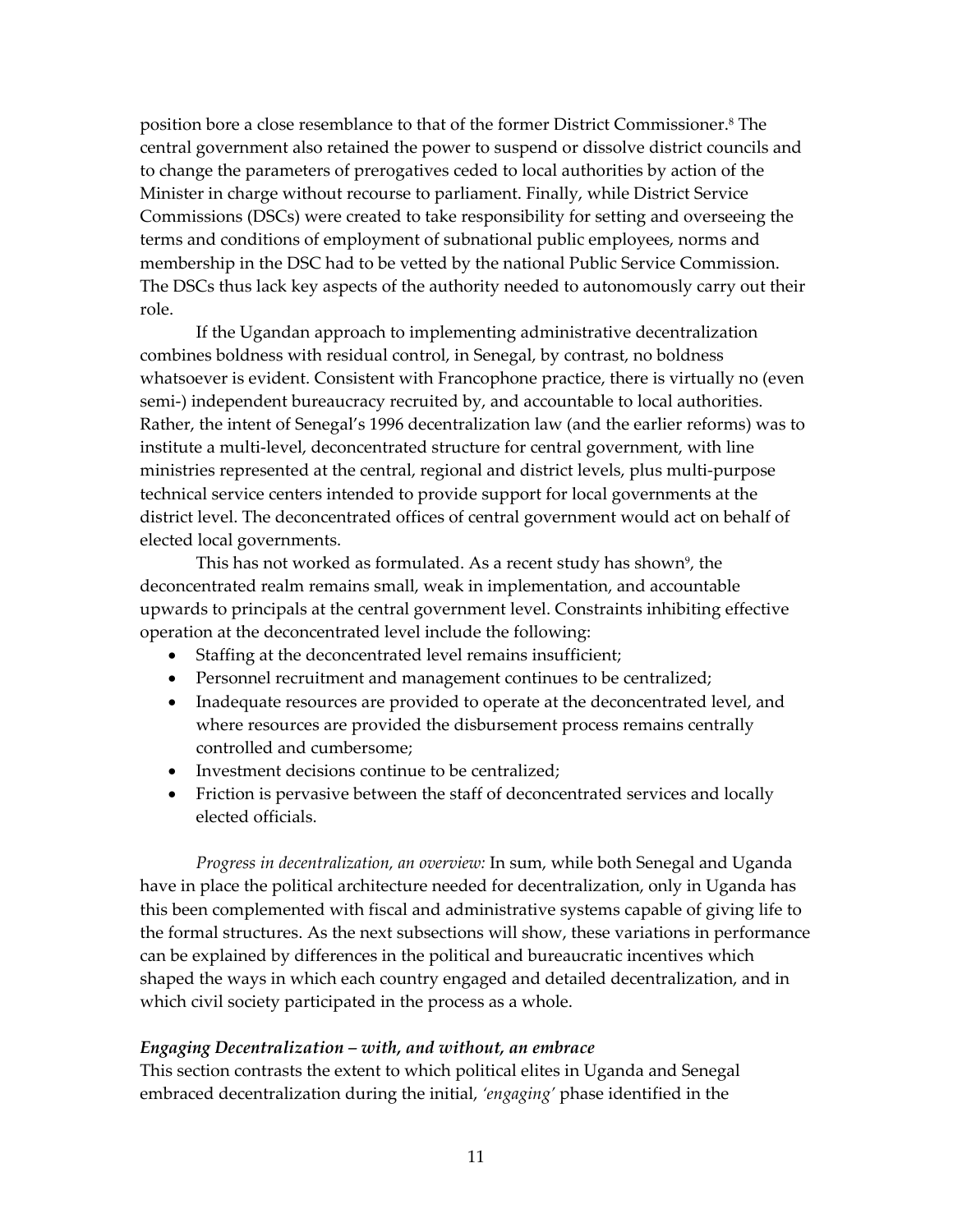position bore a close resemblance to that of the former District Commissioner.[8] The central government also retained the power to suspend or dissolve district councils and to change the parameters of prerogatives ceded to local authorities by action of the Minister in charge without recourse to parliament. Finally, while District Service Commissions (DSCs) were created to take responsibility for setting and overseeing the terms and conditions of employment of subnational public employees, norms and membership in the DSC had to be vetted by the national Public Service Commission. The DSCs thus lack key aspects of the authority needed to autonomously carry out their role.

If the Ugandan approach to implementing administrative decentralization combines boldness with residual control, in Senegal, by contrast, no boldness whatsoever is evident. Consistent with Francophone practice, there is virtually no (even semi-) independent bureaucracy recruited by, and accountable to local authorities. Rather, the intent of Senegal's 1996 decentralization law (and the earlier reforms) was to institute a multi-level, deconcentrated structure for central government, with line ministries represented at the central, regional and district levels, plus multi-purpose technical service centers intended to provide support for local governments at the district level. The deconcentrated offices of central government would act on behalf of elected local governments.

This has not worked as formulated. As a recent study has shown[9], the deconcentrated realm remains small, weak in implementation, and accountable upwards to principals at the central government level. Constraints inhibiting effective operation at the deconcentrated level include the following:

- Staffing at the deconcentrated level remains insufficient;
- Personnel recruitment and management continues to be centralized;
- Inadequate resources are provided to operate at the deconcentrated level, and where resources are provided the disbursement process remains centrally controlled and cumbersome;
- Investment decisions continue to be centralized;
- Friction is pervasive between the staff of deconcentrated services and locally elected officials.

*Progress in decentralization, an overview:* In sum, while both Senegal and Uganda have in place the political architecture needed for decentralization, only in Uganda has this been complemented with fiscal and administrative systems capable of giving life to the formal structures. As the next subsections will show, these variations in performance can be explained by differences in the political and bureaucratic incentives which shaped the ways in which each country engaged and detailed decentralization, and in which civil society participated in the process as a whole.

### *Engaging Decentralization – with, and without, an embrace*

This section contrasts the extent to which political elites in Uganda and Senegal embraced decentralization during the initial, *'engaging'* phase identified in the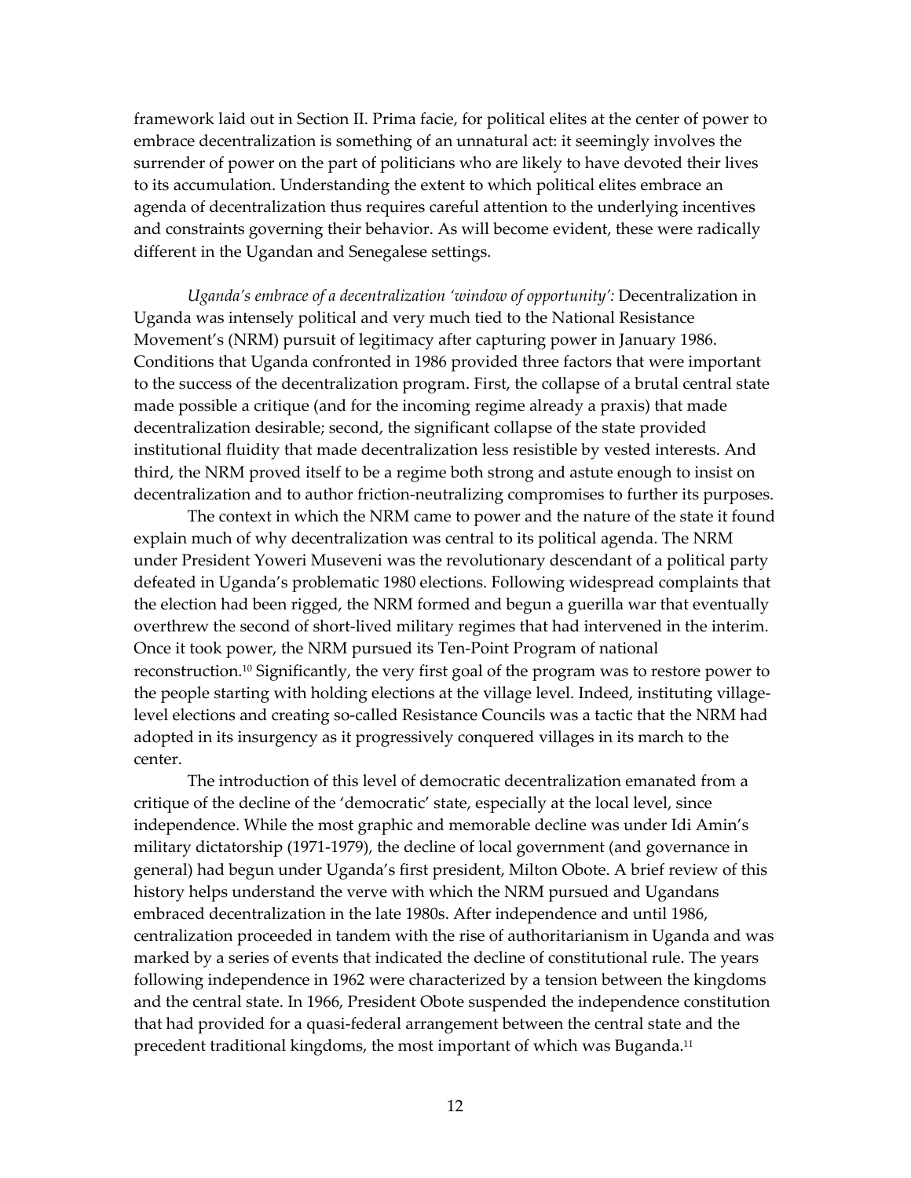framework laid out in Section II. Prima facie, for political elites at the center of power to embrace decentralization is something of an unnatural act: it seemingly involves the surrender of power on the part of politicians who are likely to have devoted their lives to its accumulation. Understanding the extent to which political elites embrace an agenda of decentralization thus requires careful attention to the underlying incentives and constraints governing their behavior. As will become evident, these were radically different in the Ugandan and Senegalese settings.

*Uganda's embrace of a decentralization 'window of opportunity':* Decentralization in Uganda was intensely political and very much tied to the National Resistance Movement's (NRM) pursuit of legitimacy after capturing power in January 1986. Conditions that Uganda confronted in 1986 provided three factors that were important to the success of the decentralization program. First, the collapse of a brutal central state made possible a critique (and for the incoming regime already a praxis) that made decentralization desirable; second, the significant collapse of the state provided institutional fluidity that made decentralization less resistible by vested interests. And third, the NRM proved itself to be a regime both strong and astute enough to insist on decentralization and to author friction-neutralizing compromises to further its purposes.

The context in which the NRM came to power and the nature of the state it found explain much of why decentralization was central to its political agenda. The NRM under President Yoweri Museveni was the revolutionary descendant of a political party defeated in Uganda's problematic 1980 elections. Following widespread complaints that the election had been rigged, the NRM formed and begun a guerilla war that eventually overthrew the second of short-lived military regimes that had intervened in the interim. Once it took power, the NRM pursued its Ten-Point Program of national reconstruction.[10] Significantly, the very first goal of the program was to restore power to the people starting with holding elections at the village level. Indeed, instituting village-level elections and creating so-called Resistance Councils was a tactic that the NRM had adopted in its insurgency as it progressively conquered villages in its march to the center.

The introduction of this level of democratic decentralization emanated from a critique of the decline of the 'democratic' state, especially at the local level, since independence. While the most graphic and memorable decline was under Idi Amin's military dictatorship (1971-1979), the decline of local government (and governance in general) had begun under Uganda's first president, Milton Obote. A brief review of this history helps understand the verve with which the NRM pursued and Ugandans embraced decentralization in the late 1980s. After independence and until 1986, centralization proceeded in tandem with the rise of authoritarianism in Uganda and was marked by a series of events that indicated the decline of constitutional rule. The years following independence in 1962 were characterized by a tension between the kingdoms and the central state. In 1966, President Obote suspended the independence constitution that had provided for a quasi-federal arrangement between the central state and the precedent traditional kingdoms, the most important of which was Buganda.[11]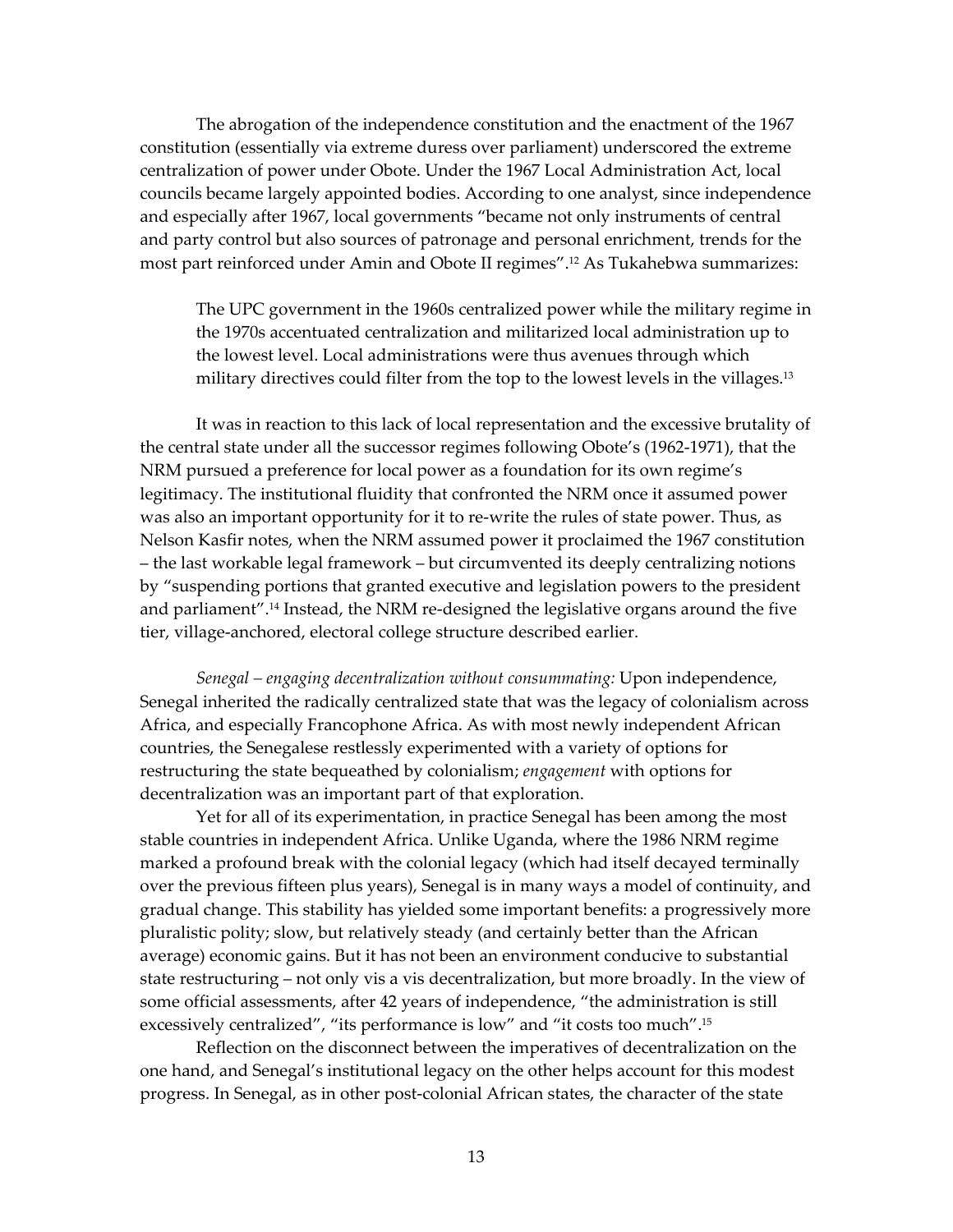The abrogation of the independence constitution and the enactment of the 1967 constitution (essentially via extreme duress over parliament) underscored the extreme centralization of power under Obote. Under the 1967 Local Administration Act, local councils became largely appointed bodies. According to one analyst, since independence and especially after 1967, local governments "became not only instruments of central and party control but also sources of patronage and personal enrichment, trends for the most part reinforced under Amin and Obote II regimes".[12] As Tukahebwa summarizes:

> The UPC government in the 1960s centralized power while the military regime in the 1970s accentuated centralization and militarized local administration up to the lowest level. Local administrations were thus avenues through which military directives could filter from the top to the lowest levels in the villages.[13]

It was in reaction to this lack of local representation and the excessive brutality of the central state under all the successor regimes following Obote's (1962-1971), that the NRM pursued a preference for local power as a foundation for its own regime's legitimacy. The institutional fluidity that confronted the NRM once it assumed power was also an important opportunity for it to re-write the rules of state power. Thus, as Nelson Kasfir notes, when the NRM assumed power it proclaimed the 1967 constitution – the last workable legal framework – but circumvented its deeply centralizing notions by "suspending portions that granted executive and legislation powers to the president and parliament".[14] Instead, the NRM re-designed the legislative organs around the five tier, village-anchored, electoral college structure described earlier.

*Senegal – engaging decentralization without consummating:* Upon independence, Senegal inherited the radically centralized state that was the legacy of colonialism across Africa, and especially Francophone Africa. As with most newly independent African countries, the Senegalese restlessly experimented with a variety of options for restructuring the state bequeathed by colonialism; *engagement* with options for decentralization was an important part of that exploration.

Yet for all of its experimentation, in practice Senegal has been among the most stable countries in independent Africa. Unlike Uganda, where the 1986 NRM regime marked a profound break with the colonial legacy (which had itself decayed terminally over the previous fifteen plus years), Senegal is in many ways a model of continuity, and gradual change. This stability has yielded some important benefits: a progressively more pluralistic polity; slow, but relatively steady (and certainly better than the African average) economic gains. But it has not been an environment conducive to substantial state restructuring – not only vis a vis decentralization, but more broadly. In the view of some official assessments, after 42 years of independence, "the administration is still excessively centralized", "its performance is low" and "it costs too much".[15]

Reflection on the disconnect between the imperatives of decentralization on the one hand, and Senegal's institutional legacy on the other helps account for this modest progress. In Senegal, as in other post-colonial African states, the character of the state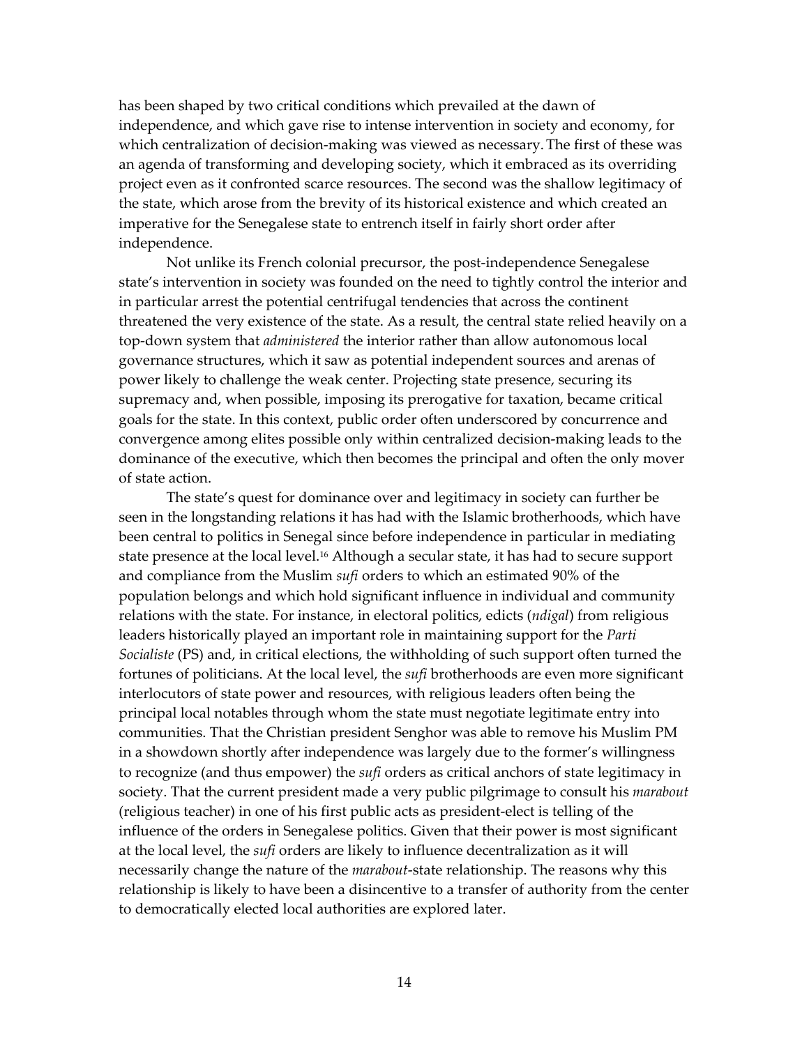has been shaped by two critical conditions which prevailed at the dawn of independence, and which gave rise to intense intervention in society and economy, for which centralization of decision-making was viewed as necessary. The first of these was an agenda of transforming and developing society, which it embraced as its overriding project even as it confronted scarce resources. The second was the shallow legitimacy of the state, which arose from the brevity of its historical existence and which created an imperative for the Senegalese state to entrench itself in fairly short order after independence.

Not unlike its French colonial precursor, the post-independence Senegalese state's intervention in society was founded on the need to tightly control the interior and in particular arrest the potential centrifugal tendencies that across the continent threatened the very existence of the state. As a result, the central state relied heavily on a top-down system that *administered* the interior rather than allow autonomous local governance structures, which it saw as potential independent sources and arenas of power likely to challenge the weak center. Projecting state presence, securing its supremacy and, when possible, imposing its prerogative for taxation, became critical goals for the state. In this context, public order often underscored by concurrence and convergence among elites possible only within centralized decision-making leads to the dominance of the executive, which then becomes the principal and often the only mover of state action.

The state's quest for dominance over and legitimacy in society can further be seen in the longstanding relations it has had with the Islamic brotherhoods, which have been central to politics in Senegal since before independence in particular in mediating state presence at the local level.[16] Although a secular state, it has had to secure support and compliance from the Muslim *sufi* orders to which an estimated 90% of the population belongs and which hold significant influence in individual and community relations with the state. For instance, in electoral politics, edicts (*ndigal*) from religious leaders historically played an important role in maintaining support for the *Parti Socialiste* (PS) and, in critical elections, the withholding of such support often turned the fortunes of politicians. At the local level, the *sufi* brotherhoods are even more significant interlocutors of state power and resources, with religious leaders often being the principal local notables through whom the state must negotiate legitimate entry into communities. That the Christian president Senghor was able to remove his Muslim PM in a showdown shortly after independence was largely due to the former's willingness to recognize (and thus empower) the *sufi* orders as critical anchors of state legitimacy in society. That the current president made a very public pilgrimage to consult his *marabout* (religious teacher) in one of his first public acts as president-elect is telling of the influence of the orders in Senegalese politics. Given that their power is most significant at the local level, the *sufi* orders are likely to influence decentralization as it will necessarily change the nature of the *marabout*-state relationship. The reasons why this relationship is likely to have been a disincentive to a transfer of authority from the center to democratically elected local authorities are explored later.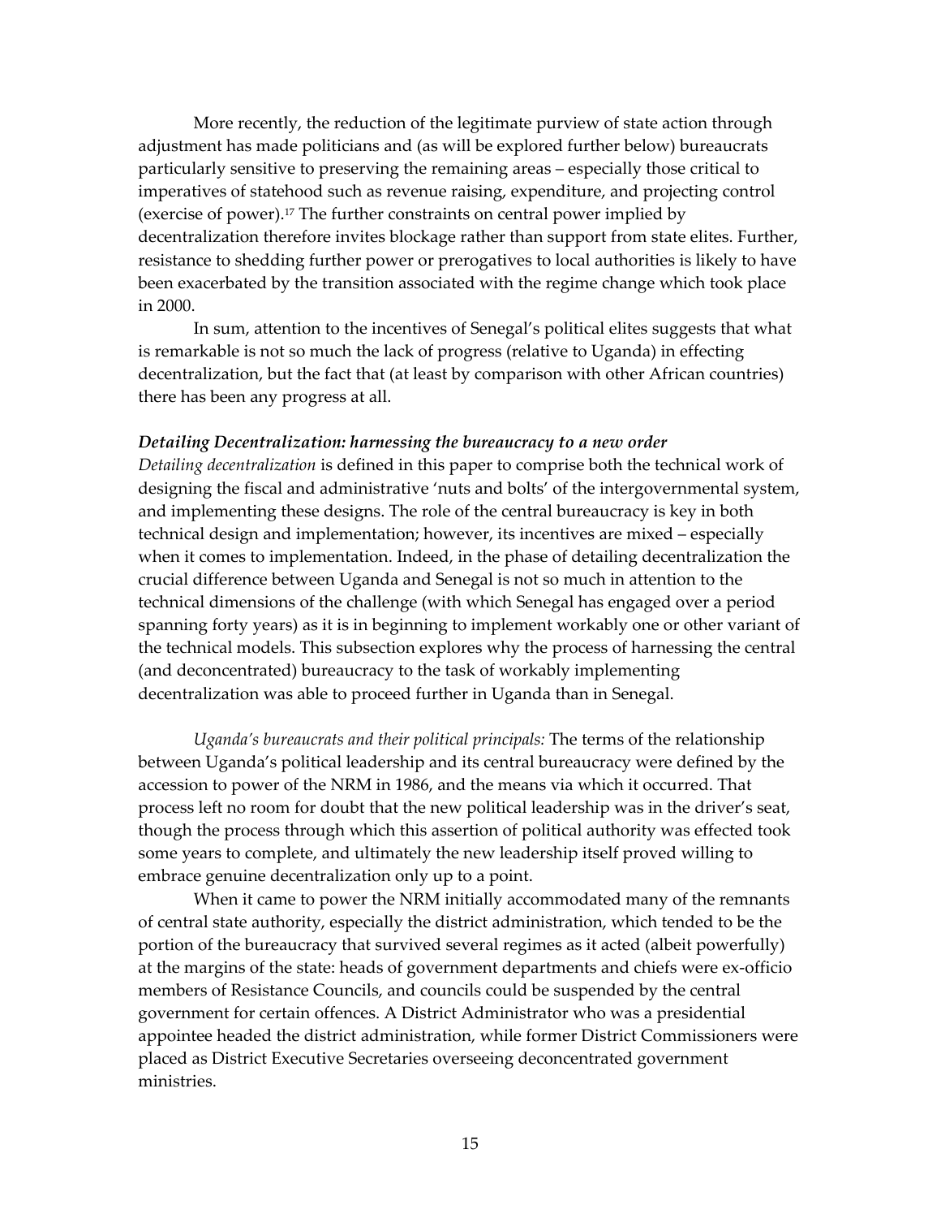More recently, the reduction of the legitimate purview of state action through adjustment has made politicians and (as will be explored further below) bureaucrats particularly sensitive to preserving the remaining areas – especially those critical to imperatives of statehood such as revenue raising, expenditure, and projecting control (exercise of power).[17] The further constraints on central power implied by decentralization therefore invites blockage rather than support from state elites. Further, resistance to shedding further power or prerogatives to local authorities is likely to have been exacerbated by the transition associated with the regime change which took place in 2000.

In sum, attention to the incentives of Senegal's political elites suggests that what is remarkable is not so much the lack of progress (relative to Uganda) in effecting decentralization, but the fact that (at least by comparison with other African countries) there has been any progress at all.

***Detailing Decentralization: harnessing the bureaucracy to a new order***

*Detailing decentralization* is defined in this paper to comprise both the technical work of designing the fiscal and administrative 'nuts and bolts' of the intergovernmental system, and implementing these designs. The role of the central bureaucracy is key in both technical design and implementation; however, its incentives are mixed – especially when it comes to implementation. Indeed, in the phase of detailing decentralization the crucial difference between Uganda and Senegal is not so much in attention to the technical dimensions of the challenge (with which Senegal has engaged over a period spanning forty years) as it is in beginning to implement workably one or other variant of the technical models. This subsection explores why the process of harnessing the central (and deconcentrated) bureaucracy to the task of workably implementing decentralization was able to proceed further in Uganda than in Senegal.

*Uganda's bureaucrats and their political principals:* The terms of the relationship between Uganda's political leadership and its central bureaucracy were defined by the accession to power of the NRM in 1986, and the means via which it occurred. That process left no room for doubt that the new political leadership was in the driver's seat, though the process through which this assertion of political authority was effected took some years to complete, and ultimately the new leadership itself proved willing to embrace genuine decentralization only up to a point.

When it came to power the NRM initially accommodated many of the remnants of central state authority, especially the district administration, which tended to be the portion of the bureaucracy that survived several regimes as it acted (albeit powerfully) at the margins of the state: heads of government departments and chiefs were ex-officio members of Resistance Councils, and councils could be suspended by the central government for certain offences. A District Administrator who was a presidential appointee headed the district administration, while former District Commissioners were placed as District Executive Secretaries overseeing deconcentrated government ministries.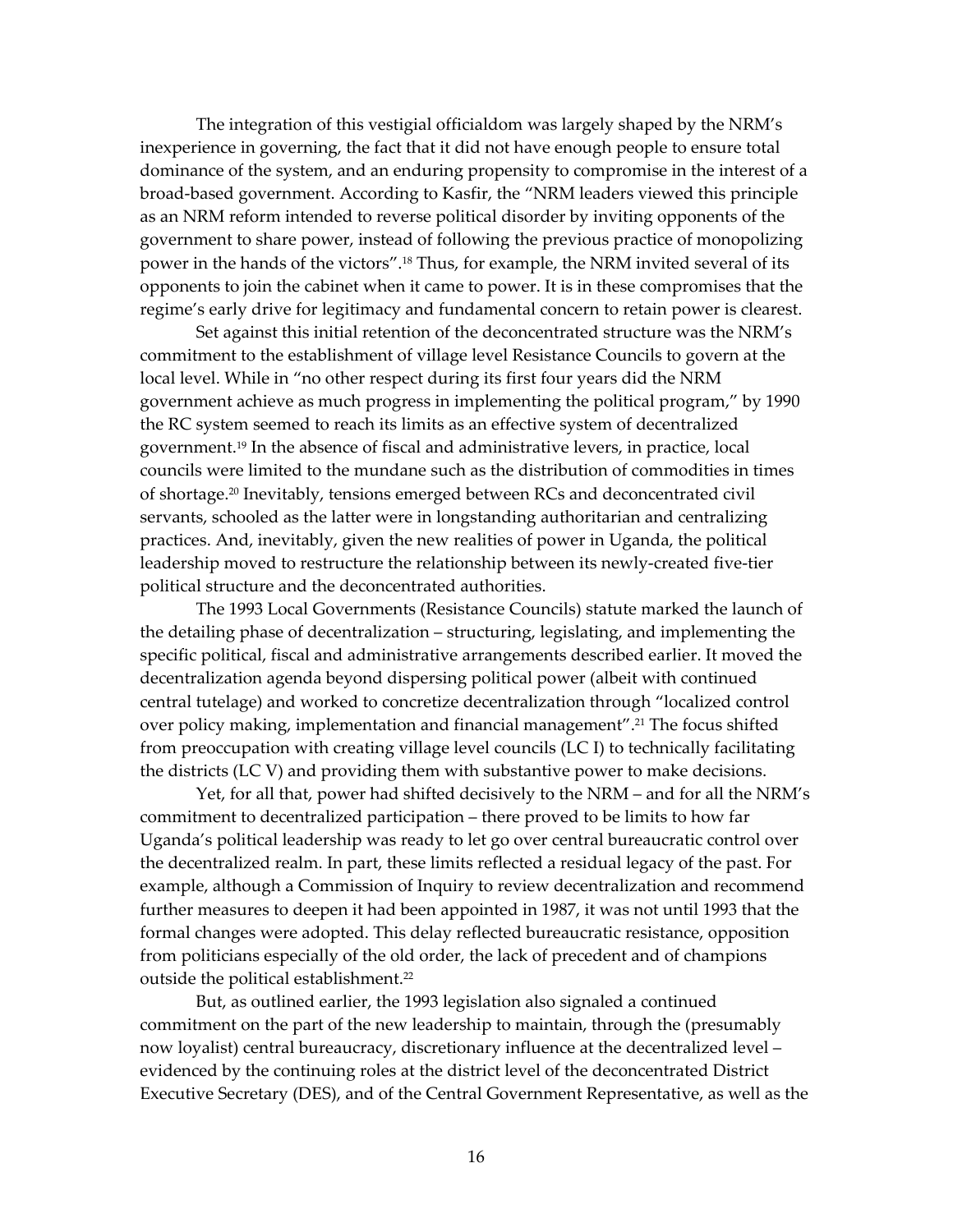The integration of this vestigial officialdom was largely shaped by the NRM's inexperience in governing, the fact that it did not have enough people to ensure total dominance of the system, and an enduring propensity to compromise in the interest of a broad-based government. According to Kasfir, the "NRM leaders viewed this principle as an NRM reform intended to reverse political disorder by inviting opponents of the government to share power, instead of following the previous practice of monopolizing power in the hands of the victors".[18] Thus, for example, the NRM invited several of its opponents to join the cabinet when it came to power. It is in these compromises that the regime's early drive for legitimacy and fundamental concern to retain power is clearest.

Set against this initial retention of the deconcentrated structure was the NRM's commitment to the establishment of village level Resistance Councils to govern at the local level. While in "no other respect during its first four years did the NRM government achieve as much progress in implementing the political program," by 1990 the RC system seemed to reach its limits as an effective system of decentralized government.[19] In the absence of fiscal and administrative levers, in practice, local councils were limited to the mundane such as the distribution of commodities in times of shortage.[20] Inevitably, tensions emerged between RCs and deconcentrated civil servants, schooled as the latter were in longstanding authoritarian and centralizing practices. And, inevitably, given the new realities of power in Uganda, the political leadership moved to restructure the relationship between its newly-created five-tier political structure and the deconcentrated authorities.

The 1993 Local Governments (Resistance Councils) statute marked the launch of the detailing phase of decentralization – structuring, legislating, and implementing the specific political, fiscal and administrative arrangements described earlier. It moved the decentralization agenda beyond dispersing political power (albeit with continued central tutelage) and worked to concretize decentralization through "localized control over policy making, implementation and financial management".[21] The focus shifted from preoccupation with creating village level councils (LC I) to technically facilitating the districts (LC V) and providing them with substantive power to make decisions.

Yet, for all that, power had shifted decisively to the NRM – and for all the NRM's commitment to decentralized participation – there proved to be limits to how far Uganda's political leadership was ready to let go over central bureaucratic control over the decentralized realm. In part, these limits reflected a residual legacy of the past. For example, although a Commission of Inquiry to review decentralization and recommend further measures to deepen it had been appointed in 1987, it was not until 1993 that the formal changes were adopted. This delay reflected bureaucratic resistance, opposition from politicians especially of the old order, the lack of precedent and of champions outside the political establishment.[22]

But, as outlined earlier, the 1993 legislation also signaled a continued commitment on the part of the new leadership to maintain, through the (presumably now loyalist) central bureaucracy, discretionary influence at the decentralized level – evidenced by the continuing roles at the district level of the deconcentrated District Executive Secretary (DES), and of the Central Government Representative, as well as the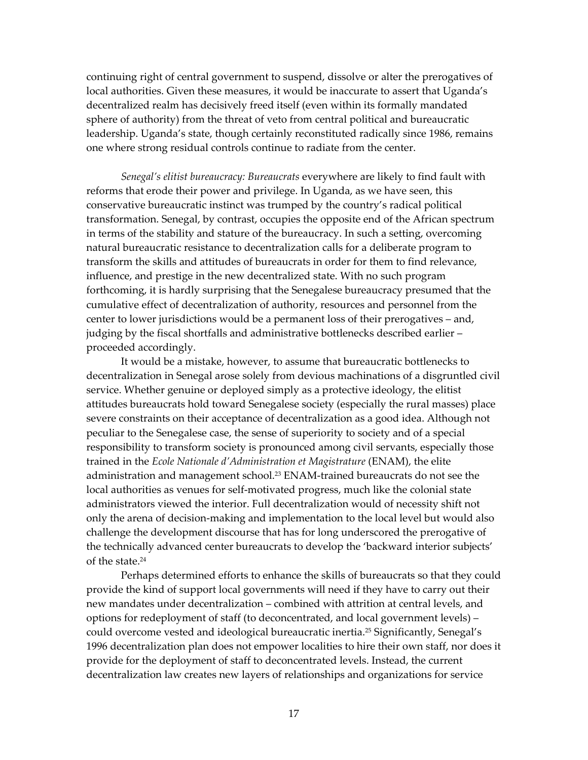continuing right of central government to suspend, dissolve or alter the prerogatives of local authorities. Given these measures, it would be inaccurate to assert that Uganda's decentralized realm has decisively freed itself (even within its formally mandated sphere of authority) from the threat of veto from central political and bureaucratic leadership. Uganda's state, though certainly reconstituted radically since 1986, remains one where strong residual controls continue to radiate from the center.

*Senegal's elitist bureaucracy: Bureaucrats* everywhere are likely to find fault with reforms that erode their power and privilege. In Uganda, as we have seen, this conservative bureaucratic instinct was trumped by the country's radical political transformation. Senegal, by contrast, occupies the opposite end of the African spectrum in terms of the stability and stature of the bureaucracy. In such a setting, overcoming natural bureaucratic resistance to decentralization calls for a deliberate program to transform the skills and attitudes of bureaucrats in order for them to find relevance, influence, and prestige in the new decentralized state. With no such program forthcoming, it is hardly surprising that the Senegalese bureaucracy presumed that the cumulative effect of decentralization of authority, resources and personnel from the center to lower jurisdictions would be a permanent loss of their prerogatives – and, judging by the fiscal shortfalls and administrative bottlenecks described earlier – proceeded accordingly.

It would be a mistake, however, to assume that bureaucratic bottlenecks to decentralization in Senegal arose solely from devious machinations of a disgruntled civil service. Whether genuine or deployed simply as a protective ideology, the elitist attitudes bureaucrats hold toward Senegalese society (especially the rural masses) place severe constraints on their acceptance of decentralization as a good idea. Although not peculiar to the Senegalese case, the sense of superiority to society and of a special responsibility to transform society is pronounced among civil servants, especially those trained in the *Ecole Nationale d'Administration et Magistrature* (ENAM), the elite administration and management school.[23] ENAM-trained bureaucrats do not see the local authorities as venues for self-motivated progress, much like the colonial state administrators viewed the interior. Full decentralization would of necessity shift not only the arena of decision-making and implementation to the local level but would also challenge the development discourse that has for long underscored the prerogative of the technically advanced center bureaucrats to develop the 'backward interior subjects' of the state.[24]

Perhaps determined efforts to enhance the skills of bureaucrats so that they could provide the kind of support local governments will need if they have to carry out their new mandates under decentralization – combined with attrition at central levels, and options for redeployment of staff (to deconcentrated, and local government levels) – could overcome vested and ideological bureaucratic inertia.[25] Significantly, Senegal's 1996 decentralization plan does not empower localities to hire their own staff, nor does it provide for the deployment of staff to deconcentrated levels. Instead, the current decentralization law creates new layers of relationships and organizations for service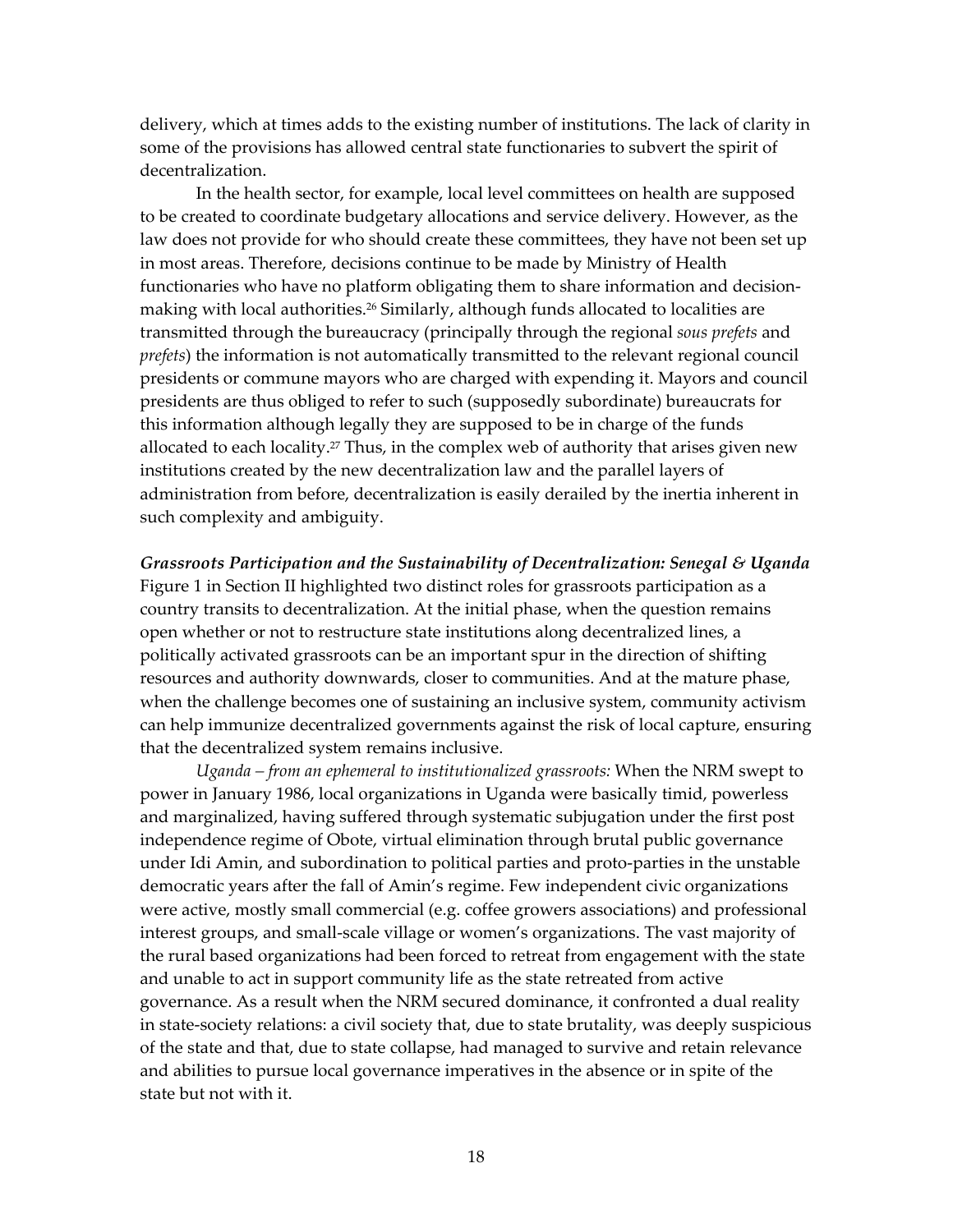delivery, which at times adds to the existing number of institutions. The lack of clarity in some of the provisions has allowed central state functionaries to subvert the spirit of decentralization.

In the health sector, for example, local level committees on health are supposed to be created to coordinate budgetary allocations and service delivery. However, as the law does not provide for who should create these committees, they have not been set up in most areas. Therefore, decisions continue to be made by Ministry of Health functionaries who have no platform obligating them to share information and decision-making with local authorities.[26] Similarly, although funds allocated to localities are transmitted through the bureaucracy (principally through the regional *sous prefets* and *prefets*) the information is not automatically transmitted to the relevant regional council presidents or commune mayors who are charged with expending it. Mayors and council presidents are thus obliged to refer to such (supposedly subordinate) bureaucrats for this information although legally they are supposed to be in charge of the funds allocated to each locality.[27] Thus, in the complex web of authority that arises given new institutions created by the new decentralization law and the parallel layers of administration from before, decentralization is easily derailed by the inertia inherent in such complexity and ambiguity.

***Grassroots Participation and the Sustainability of Decentralization: Senegal & Uganda***

Figure 1 in Section II highlighted two distinct roles for grassroots participation as a country transits to decentralization. At the initial phase, when the question remains open whether or not to restructure state institutions along decentralized lines, a politically activated grassroots can be an important spur in the direction of shifting resources and authority downwards, closer to communities. And at the mature phase, when the challenge becomes one of sustaining an inclusive system, community activism can help immunize decentralized governments against the risk of local capture, ensuring that the decentralized system remains inclusive.

*Uganda – from an ephemeral to institutionalized grassroots:* When the NRM swept to power in January 1986, local organizations in Uganda were basically timid, powerless and marginalized, having suffered through systematic subjugation under the first post independence regime of Obote, virtual elimination through brutal public governance under Idi Amin, and subordination to political parties and proto-parties in the unstable democratic years after the fall of Amin's regime. Few independent civic organizations were active, mostly small commercial (e.g. coffee growers associations) and professional interest groups, and small-scale village or women's organizations. The vast majority of the rural based organizations had been forced to retreat from engagement with the state and unable to act in support community life as the state retreated from active governance. As a result when the NRM secured dominance, it confronted a dual reality in state-society relations: a civil society that, due to state brutality, was deeply suspicious of the state and that, due to state collapse, had managed to survive and retain relevance and abilities to pursue local governance imperatives in the absence or in spite of the state but not with it.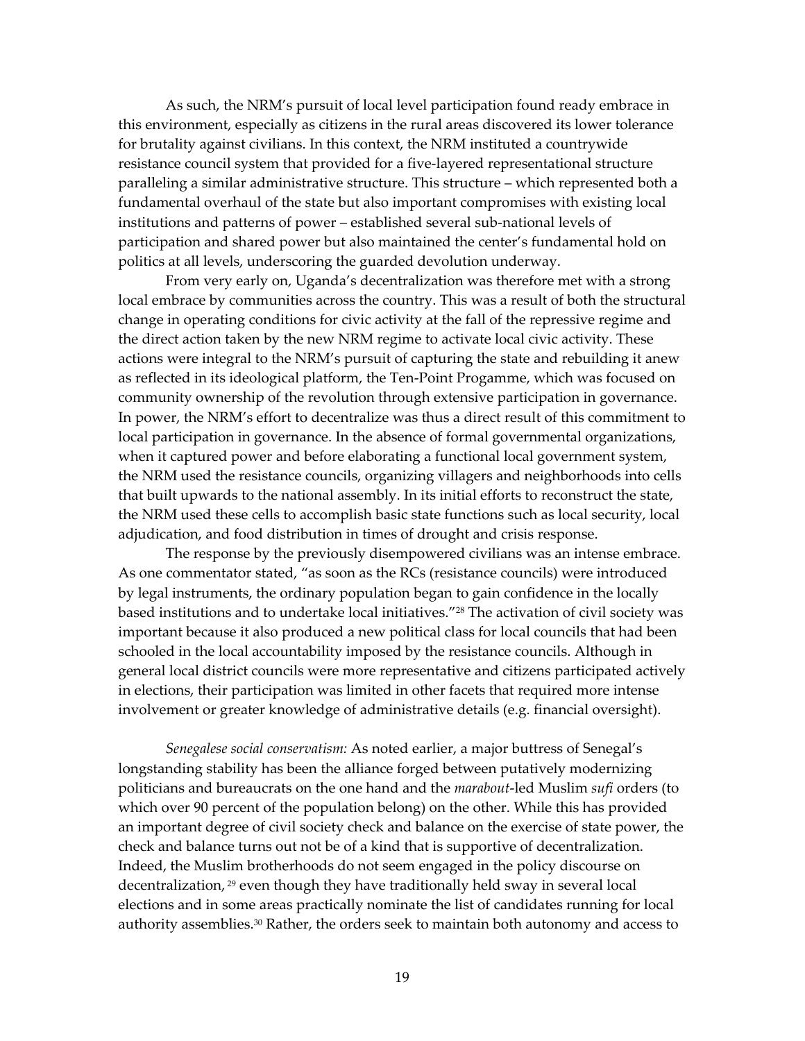As such, the NRM's pursuit of local level participation found ready embrace in this environment, especially as citizens in the rural areas discovered its lower tolerance for brutality against civilians. In this context, the NRM instituted a countrywide resistance council system that provided for a five-layered representational structure paralleling a similar administrative structure. This structure – which represented both a fundamental overhaul of the state but also important compromises with existing local institutions and patterns of power – established several sub-national levels of participation and shared power but also maintained the center's fundamental hold on politics at all levels, underscoring the guarded devolution underway.

From very early on, Uganda's decentralization was therefore met with a strong local embrace by communities across the country. This was a result of both the structural change in operating conditions for civic activity at the fall of the repressive regime and the direct action taken by the new NRM regime to activate local civic activity. These actions were integral to the NRM's pursuit of capturing the state and rebuilding it anew as reflected in its ideological platform, the Ten-Point Progamme, which was focused on community ownership of the revolution through extensive participation in governance. In power, the NRM's effort to decentralize was thus a direct result of this commitment to local participation in governance. In the absence of formal governmental organizations, when it captured power and before elaborating a functional local government system, the NRM used the resistance councils, organizing villagers and neighborhoods into cells that built upwards to the national assembly. In its initial efforts to reconstruct the state, the NRM used these cells to accomplish basic state functions such as local security, local adjudication, and food distribution in times of drought and crisis response.

The response by the previously disempowered civilians was an intense embrace. As one commentator stated, "as soon as the RCs (resistance councils) were introduced by legal instruments, the ordinary population began to gain confidence in the locally based institutions and to undertake local initiatives."[28] The activation of civil society was important because it also produced a new political class for local councils that had been schooled in the local accountability imposed by the resistance councils. Although in general local district councils were more representative and citizens participated actively in elections, their participation was limited in other facets that required more intense involvement or greater knowledge of administrative details (e.g. financial oversight).

*Senegalese social conservatism:* As noted earlier, a major buttress of Senegal's longstanding stability has been the alliance forged between putatively modernizing politicians and bureaucrats on the one hand and the *marabout*-led Muslim *sufi* orders (to which over 90 percent of the population belong) on the other. While this has provided an important degree of civil society check and balance on the exercise of state power, the check and balance turns out not be of a kind that is supportive of decentralization. Indeed, the Muslim brotherhoods do not seem engaged in the policy discourse on decentralization,[29] even though they have traditionally held sway in several local elections and in some areas practically nominate the list of candidates running for local authority assemblies.[30] Rather, the orders seek to maintain both autonomy and access to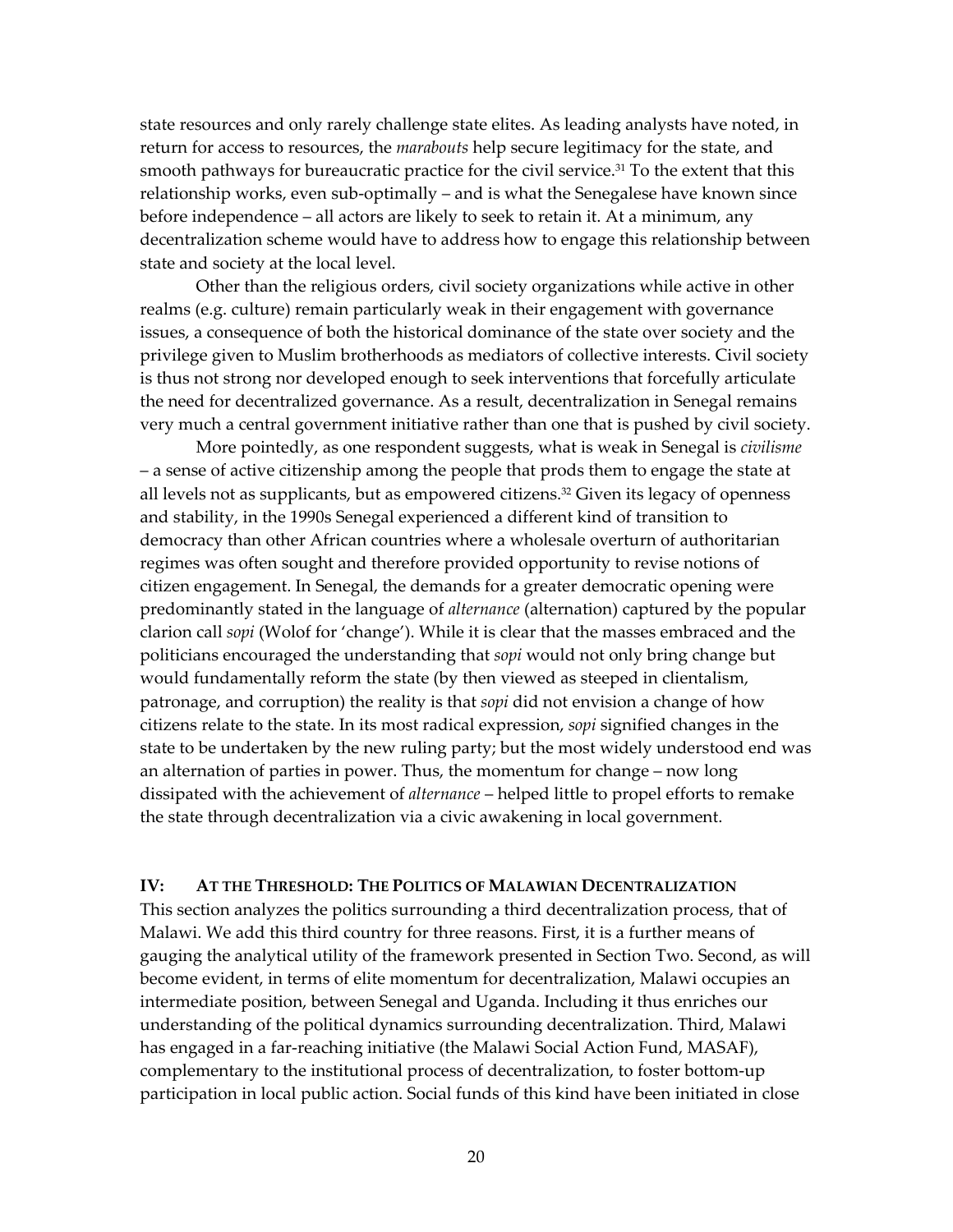state resources and only rarely challenge state elites. As leading analysts have noted, in return for access to resources, the *marabouts* help secure legitimacy for the state, and smooth pathways for bureaucratic practice for the civil service.[31] To the extent that this relationship works, even sub-optimally – and is what the Senegalese have known since before independence – all actors are likely to seek to retain it. At a minimum, any decentralization scheme would have to address how to engage this relationship between state and society at the local level.

Other than the religious orders, civil society organizations while active in other realms (e.g. culture) remain particularly weak in their engagement with governance issues, a consequence of both the historical dominance of the state over society and the privilege given to Muslim brotherhoods as mediators of collective interests. Civil society is thus not strong nor developed enough to seek interventions that forcefully articulate the need for decentralized governance. As a result, decentralization in Senegal remains very much a central government initiative rather than one that is pushed by civil society.

More pointedly, as one respondent suggests, what is weak in Senegal is *civilisme* – a sense of active citizenship among the people that prods them to engage the state at all levels not as supplicants, but as empowered citizens.[32] Given its legacy of openness and stability, in the 1990s Senegal experienced a different kind of transition to democracy than other African countries where a wholesale overturn of authoritarian regimes was often sought and therefore provided opportunity to revise notions of citizen engagement. In Senegal, the demands for a greater democratic opening were predominantly stated in the language of *alternance* (alternation) captured by the popular clarion call *sopi* (Wolof for 'change'). While it is clear that the masses embraced and the politicians encouraged the understanding that *sopi* would not only bring change but would fundamentally reform the state (by then viewed as steeped in clientalism, patronage, and corruption) the reality is that *sopi* did not envision a change of how citizens relate to the state. In its most radical expression, *sopi* signified changes in the state to be undertaken by the new ruling party; but the most widely understood end was an alternation of parties in power. Thus, the momentum for change – now long dissipated with the achievement of *alternance* – helped little to propel efforts to remake the state through decentralization via a civic awakening in local government.

## IV: At the Threshold: The Politics of Malawian Decentralization

This section analyzes the politics surrounding a third decentralization process, that of Malawi. We add this third country for three reasons. First, it is a further means of gauging the analytical utility of the framework presented in Section Two. Second, as will become evident, in terms of elite momentum for decentralization, Malawi occupies an intermediate position, between Senegal and Uganda. Including it thus enriches our understanding of the political dynamics surrounding decentralization. Third, Malawi has engaged in a far-reaching initiative (the Malawi Social Action Fund, MASAF), complementary to the institutional process of decentralization, to foster bottom-up participation in local public action. Social funds of this kind have been initiated in close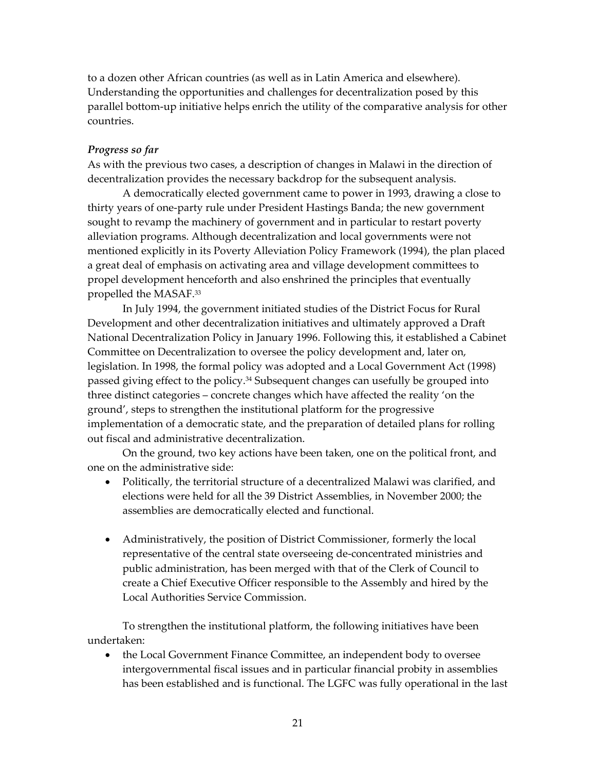to a dozen other African countries (as well as in Latin America and elsewhere). Understanding the opportunities and challenges for decentralization posed by this parallel bottom-up initiative helps enrich the utility of the comparative analysis for other countries.

***Progress so far***

As with the previous two cases, a description of changes in Malawi in the direction of decentralization provides the necessary backdrop for the subsequent analysis.

A democratically elected government came to power in 1993, drawing a close to thirty years of one-party rule under President Hastings Banda; the new government sought to revamp the machinery of government and in particular to restart poverty alleviation programs. Although decentralization and local governments were not mentioned explicitly in its Poverty Alleviation Policy Framework (1994), the plan placed a great deal of emphasis on activating area and village development committees to propel development henceforth and also enshrined the principles that eventually propelled the MASAF.[33]

In July 1994, the government initiated studies of the District Focus for Rural Development and other decentralization initiatives and ultimately approved a Draft National Decentralization Policy in January 1996. Following this, it established a Cabinet Committee on Decentralization to oversee the policy development and, later on, legislation. In 1998, the formal policy was adopted and a Local Government Act (1998) passed giving effect to the policy.[34] Subsequent changes can usefully be grouped into three distinct categories – concrete changes which have affected the reality 'on the ground', steps to strengthen the institutional platform for the progressive implementation of a democratic state, and the preparation of detailed plans for rolling out fiscal and administrative decentralization.

On the ground, two key actions have been taken, one on the political front, and one on the administrative side:

- Politically, the territorial structure of a decentralized Malawi was clarified, and elections were held for all the 39 District Assemblies, in November 2000; the assemblies are democratically elected and functional.

- Administratively, the position of District Commissioner, formerly the local representative of the central state overseeing de-concentrated ministries and public administration, has been merged with that of the Clerk of Council to create a Chief Executive Officer responsible to the Assembly and hired by the Local Authorities Service Commission.

To strengthen the institutional platform, the following initiatives have been undertaken:

- the Local Government Finance Committee, an independent body to oversee intergovernmental fiscal issues and in particular financial probity in assemblies has been established and is functional. The LGFC was fully operational in the last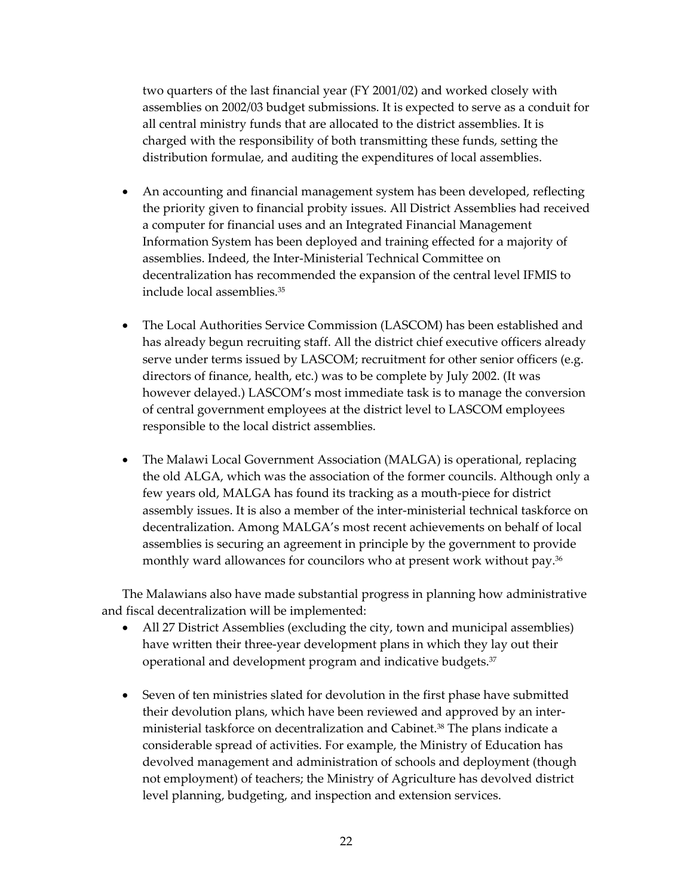two quarters of the last financial year (FY 2001/02) and worked closely with assemblies on 2002/03 budget submissions. It is expected to serve as a conduit for all central ministry funds that are allocated to the district assemblies. It is charged with the responsibility of both transmitting these funds, setting the distribution formulae, and auditing the expenditures of local assemblies.

- An accounting and financial management system has been developed, reflecting the priority given to financial probity issues. All District Assemblies had received a computer for financial uses and an Integrated Financial Management Information System has been deployed and training effected for a majority of assemblies. Indeed, the Inter-Ministerial Technical Committee on decentralization has recommended the expansion of the central level IFMIS to include local assemblies.[35]

- The Local Authorities Service Commission (LASCOM) has been established and has already begun recruiting staff. All the district chief executive officers already serve under terms issued by LASCOM; recruitment for other senior officers (e.g. directors of finance, health, etc.) was to be complete by July 2002. (It was however delayed.) LASCOM's most immediate task is to manage the conversion of central government employees at the district level to LASCOM employees responsible to the local district assemblies.

- The Malawi Local Government Association (MALGA) is operational, replacing the old ALGA, which was the association of the former councils. Although only a few years old, MALGA has found its tracking as a mouth-piece for district assembly issues. It is also a member of the inter-ministerial technical taskforce on decentralization. Among MALGA's most recent achievements on behalf of local assemblies is securing an agreement in principle by the government to provide monthly ward allowances for councilors who at present work without pay.[36]

The Malawians also have made substantial progress in planning how administrative and fiscal decentralization will be implemented:

- All 27 District Assemblies (excluding the city, town and municipal assemblies) have written their three-year development plans in which they lay out their operational and development program and indicative budgets.[37]

- Seven of ten ministries slated for devolution in the first phase have submitted their devolution plans, which have been reviewed and approved by an inter-ministerial taskforce on decentralization and Cabinet.[38] The plans indicate a considerable spread of activities. For example, the Ministry of Education has devolved management and administration of schools and deployment (though not employment) of teachers; the Ministry of Agriculture has devolved district level planning, budgeting, and inspection and extension services.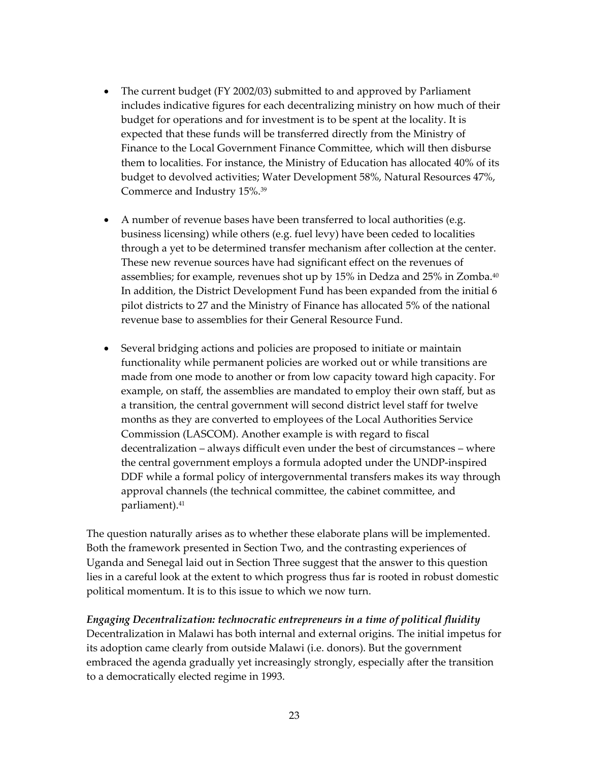- The current budget (FY 2002/03) submitted to and approved by Parliament includes indicative figures for each decentralizing ministry on how much of their budget for operations and for investment is to be spent at the locality. It is expected that these funds will be transferred directly from the Ministry of Finance to the Local Government Finance Committee, which will then disburse them to localities. For instance, the Ministry of Education has allocated 40% of its budget to devolved activities; Water Development 58%, Natural Resources 47%, Commerce and Industry 15%.[39]

- A number of revenue bases have been transferred to local authorities (e.g. business licensing) while others (e.g. fuel levy) have been ceded to localities through a yet to be determined transfer mechanism after collection at the center. These new revenue sources have had significant effect on the revenues of assemblies; for example, revenues shot up by 15% in Dedza and 25% in Zomba.[40] In addition, the District Development Fund has been expanded from the initial 6 pilot districts to 27 and the Ministry of Finance has allocated 5% of the national revenue base to assemblies for their General Resource Fund.

- Several bridging actions and policies are proposed to initiate or maintain functionality while permanent policies are worked out or while transitions are made from one mode to another or from low capacity toward high capacity. For example, on staff, the assemblies are mandated to employ their own staff, but as a transition, the central government will second district level staff for twelve months as they are converted to employees of the Local Authorities Service Commission (LASCOM). Another example is with regard to fiscal decentralization – always difficult even under the best of circumstances – where the central government employs a formula adopted under the UNDP-inspired DDF while a formal policy of intergovernmental transfers makes its way through approval channels (the technical committee, the cabinet committee, and parliament).[41]

The question naturally arises as to whether these elaborate plans will be implemented. Both the framework presented in Section Two, and the contrasting experiences of Uganda and Senegal laid out in Section Three suggest that the answer to this question lies in a careful look at the extent to which progress thus far is rooted in robust domestic political momentum. It is to this issue to which we now turn.

***Engaging Decentralization: technocratic entrepreneurs in a time of political fluidity***

Decentralization in Malawi has both internal and external origins. The initial impetus for its adoption came clearly from outside Malawi (i.e. donors). But the government embraced the agenda gradually yet increasingly strongly, especially after the transition to a democratically elected regime in 1993.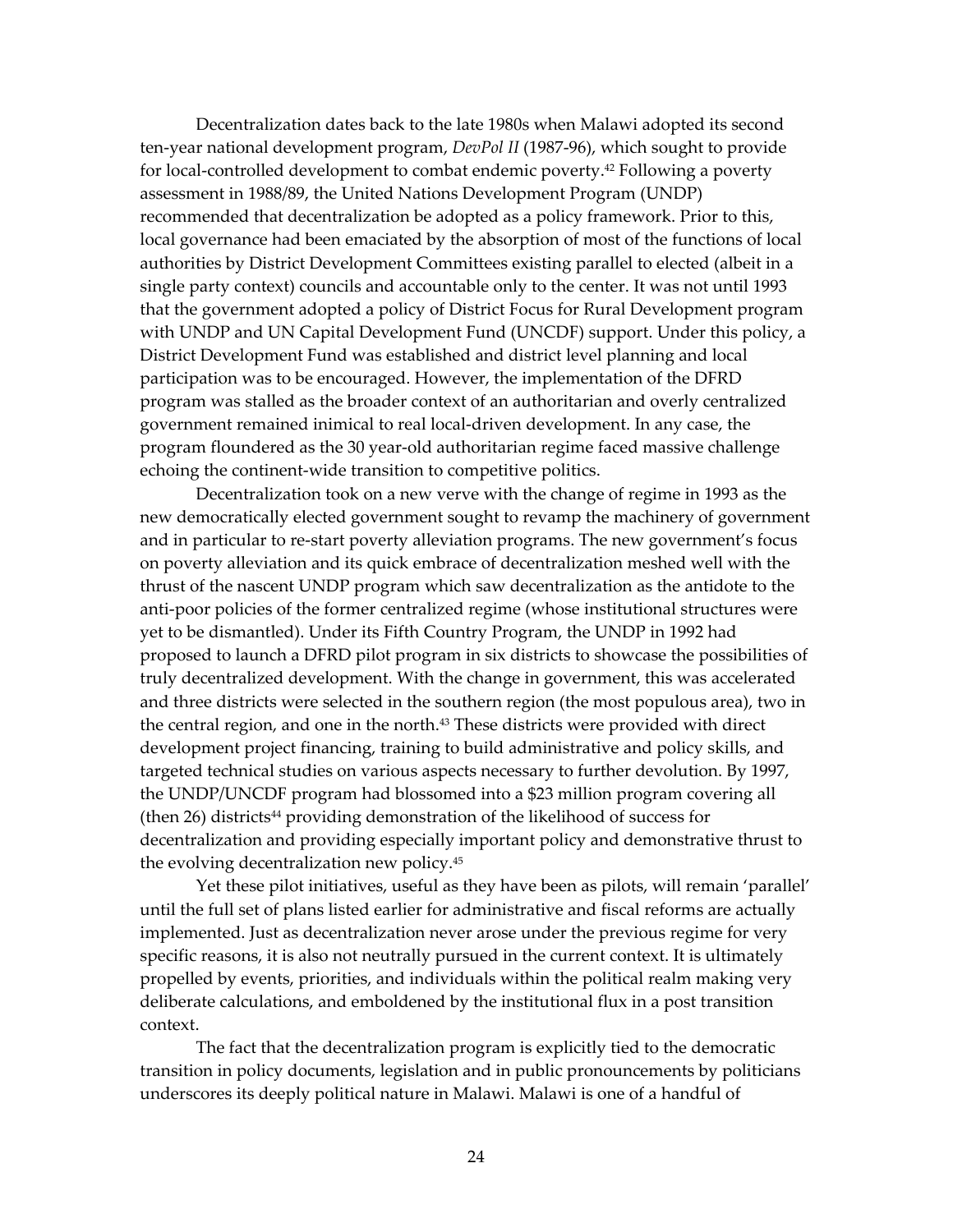Decentralization dates back to the late 1980s when Malawi adopted its second ten-year national development program, *DevPol II* (1987-96), which sought to provide for local-controlled development to combat endemic poverty.[42] Following a poverty assessment in 1988/89, the United Nations Development Program (UNDP) recommended that decentralization be adopted as a policy framework. Prior to this, local governance had been emaciated by the absorption of most of the functions of local authorities by District Development Committees existing parallel to elected (albeit in a single party context) councils and accountable only to the center. It was not until 1993 that the government adopted a policy of District Focus for Rural Development program with UNDP and UN Capital Development Fund (UNCDF) support. Under this policy, a District Development Fund was established and district level planning and local participation was to be encouraged. However, the implementation of the DFRD program was stalled as the broader context of an authoritarian and overly centralized government remained inimical to real local-driven development. In any case, the program floundered as the 30 year-old authoritarian regime faced massive challenge echoing the continent-wide transition to competitive politics.

Decentralization took on a new verve with the change of regime in 1993 as the new democratically elected government sought to revamp the machinery of government and in particular to re-start poverty alleviation programs. The new government's focus on poverty alleviation and its quick embrace of decentralization meshed well with the thrust of the nascent UNDP program which saw decentralization as the antidote to the anti-poor policies of the former centralized regime (whose institutional structures were yet to be dismantled). Under its Fifth Country Program, the UNDP in 1992 had proposed to launch a DFRD pilot program in six districts to showcase the possibilities of truly decentralized development. With the change in government, this was accelerated and three districts were selected in the southern region (the most populous area), two in the central region, and one in the north.[43] These districts were provided with direct development project financing, training to build administrative and policy skills, and targeted technical studies on various aspects necessary to further devolution. By 1997, the UNDP/UNCDF program had blossomed into a $23 million program covering all (then 26) districts[44] providing demonstration of the likelihood of success for decentralization and providing especially important policy and demonstrative thrust to the evolving decentralization new policy.[45]

Yet these pilot initiatives, useful as they have been as pilots, will remain 'parallel' until the full set of plans listed earlier for administrative and fiscal reforms are actually implemented. Just as decentralization never arose under the previous regime for very specific reasons, it is also not neutrally pursued in the current context. It is ultimately propelled by events, priorities, and individuals within the political realm making very deliberate calculations, and emboldened by the institutional flux in a post transition context.

The fact that the decentralization program is explicitly tied to the democratic transition in policy documents, legislation and in public pronouncements by politicians underscores its deeply political nature in Malawi. Malawi is one of a handful of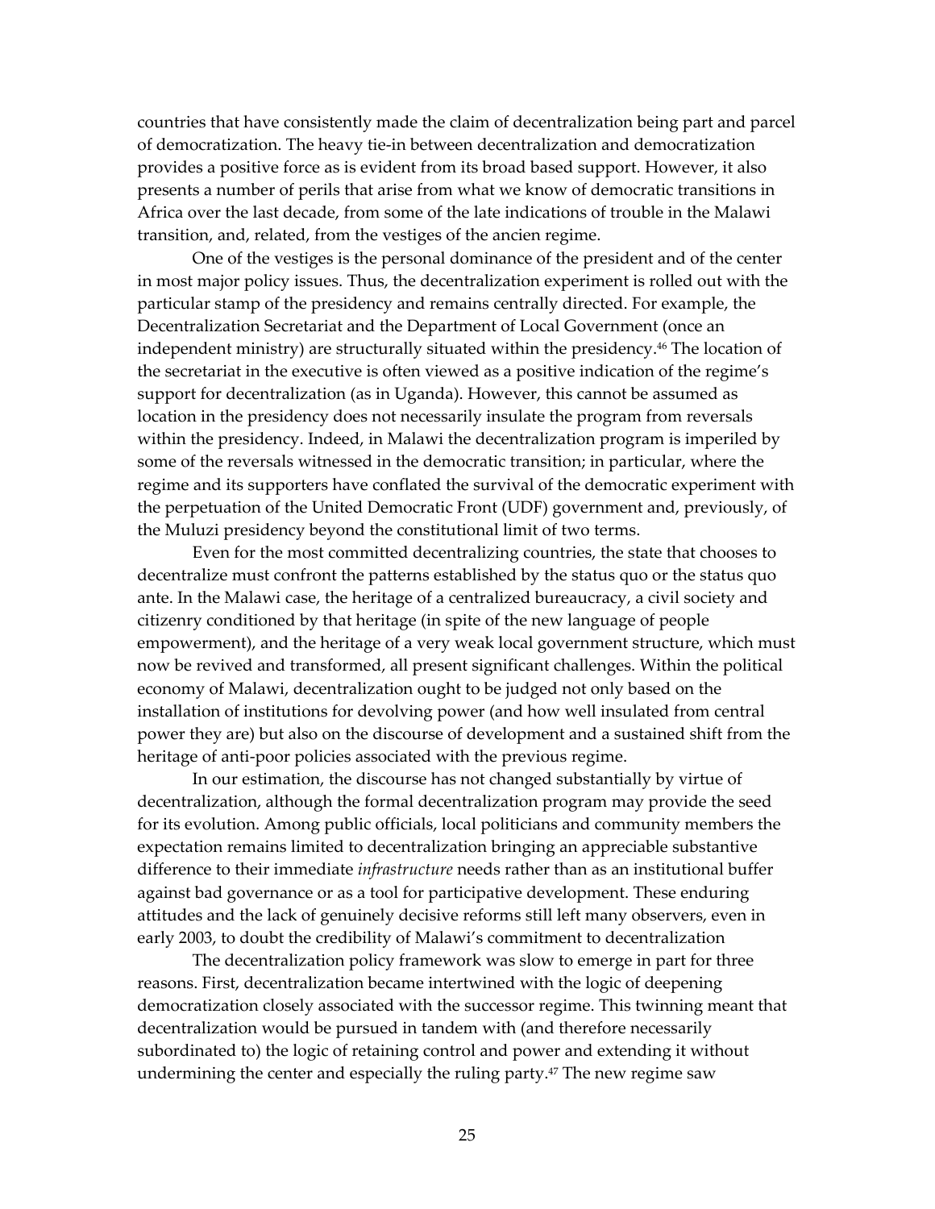countries that have consistently made the claim of decentralization being part and parcel of democratization. The heavy tie-in between decentralization and democratization provides a positive force as is evident from its broad based support. However, it also presents a number of perils that arise from what we know of democratic transitions in Africa over the last decade, from some of the late indications of trouble in the Malawi transition, and, related, from the vestiges of the ancien regime.

One of the vestiges is the personal dominance of the president and of the center in most major policy issues. Thus, the decentralization experiment is rolled out with the particular stamp of the presidency and remains centrally directed. For example, the Decentralization Secretariat and the Department of Local Government (once an independent ministry) are structurally situated within the presidency.[46] The location of the secretariat in the executive is often viewed as a positive indication of the regime's support for decentralization (as in Uganda). However, this cannot be assumed as location in the presidency does not necessarily insulate the program from reversals within the presidency. Indeed, in Malawi the decentralization program is imperiled by some of the reversals witnessed in the democratic transition; in particular, where the regime and its supporters have conflated the survival of the democratic experiment with the perpetuation of the United Democratic Front (UDF) government and, previously, of the Muluzi presidency beyond the constitutional limit of two terms.

Even for the most committed decentralizing countries, the state that chooses to decentralize must confront the patterns established by the status quo or the status quo ante. In the Malawi case, the heritage of a centralized bureaucracy, a civil society and citizenry conditioned by that heritage (in spite of the new language of people empowerment), and the heritage of a very weak local government structure, which must now be revived and transformed, all present significant challenges. Within the political economy of Malawi, decentralization ought to be judged not only based on the installation of institutions for devolving power (and how well insulated from central power they are) but also on the discourse of development and a sustained shift from the heritage of anti-poor policies associated with the previous regime.

In our estimation, the discourse has not changed substantially by virtue of decentralization, although the formal decentralization program may provide the seed for its evolution. Among public officials, local politicians and community members the expectation remains limited to decentralization bringing an appreciable substantive difference to their immediate *infrastructure* needs rather than as an institutional buffer against bad governance or as a tool for participative development. These enduring attitudes and the lack of genuinely decisive reforms still left many observers, even in early 2003, to doubt the credibility of Malawi's commitment to decentralization

The decentralization policy framework was slow to emerge in part for three reasons. First, decentralization became intertwined with the logic of deepening democratization closely associated with the successor regime. This twinning meant that decentralization would be pursued in tandem with (and therefore necessarily subordinated to) the logic of retaining control and power and extending it without undermining the center and especially the ruling party.[47] The new regime saw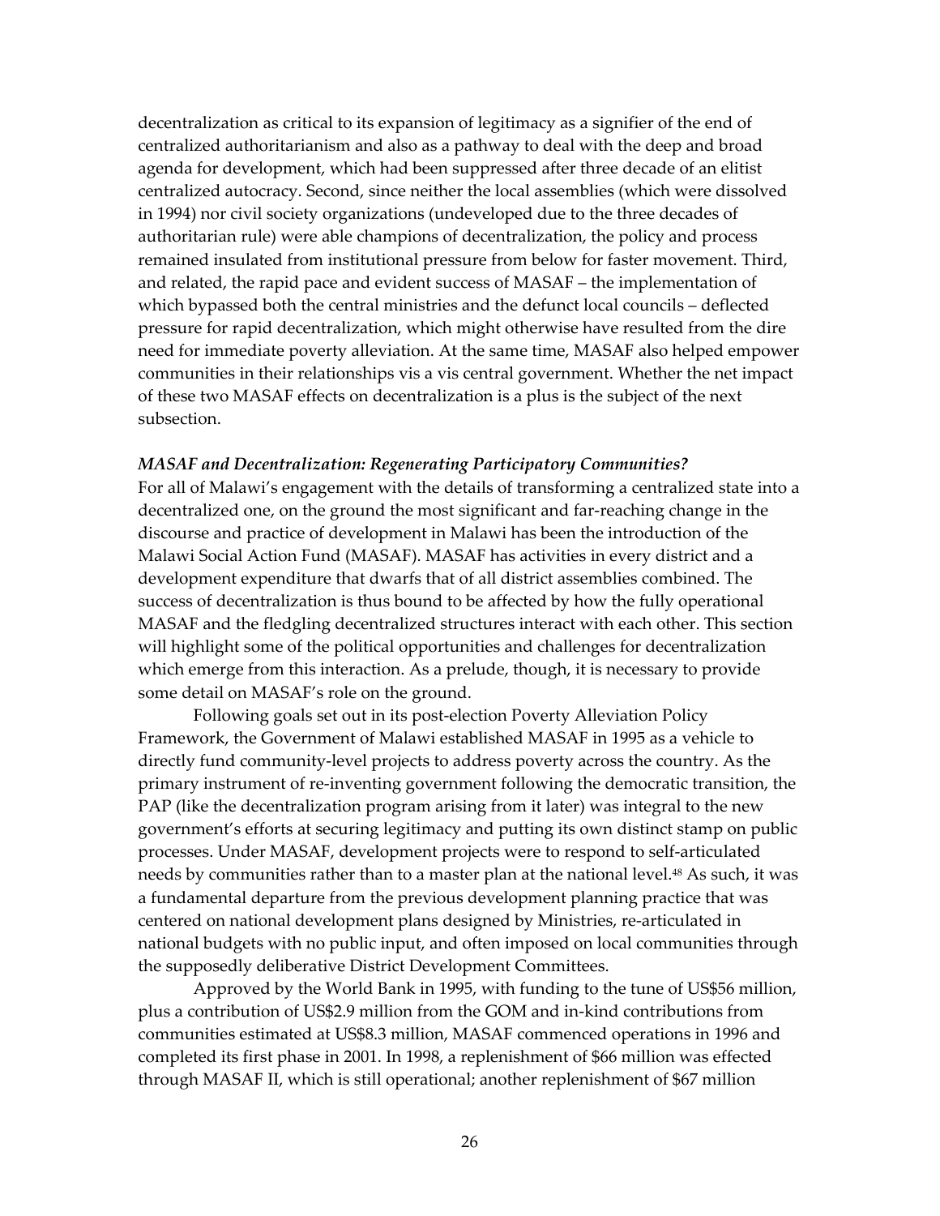decentralization as critical to its expansion of legitimacy as a signifier of the end of centralized authoritarianism and also as a pathway to deal with the deep and broad agenda for development, which had been suppressed after three decade of an elitist centralized autocracy. Second, since neither the local assemblies (which were dissolved in 1994) nor civil society organizations (undeveloped due to the three decades of authoritarian rule) were able champions of decentralization, the policy and process remained insulated from institutional pressure from below for faster movement. Third, and related, the rapid pace and evident success of MASAF – the implementation of which bypassed both the central ministries and the defunct local councils – deflected pressure for rapid decentralization, which might otherwise have resulted from the dire need for immediate poverty alleviation. At the same time, MASAF also helped empower communities in their relationships vis a vis central government. Whether the net impact of these two MASAF effects on decentralization is a plus is the subject of the next subsection.

***MASAF and Decentralization: Regenerating Participatory Communities?***

For all of Malawi's engagement with the details of transforming a centralized state into a decentralized one, on the ground the most significant and far-reaching change in the discourse and practice of development in Malawi has been the introduction of the Malawi Social Action Fund (MASAF). MASAF has activities in every district and a development expenditure that dwarfs that of all district assemblies combined. The success of decentralization is thus bound to be affected by how the fully operational MASAF and the fledgling decentralized structures interact with each other. This section will highlight some of the political opportunities and challenges for decentralization which emerge from this interaction. As a prelude, though, it is necessary to provide some detail on MASAF's role on the ground.

Following goals set out in its post-election Poverty Alleviation Policy Framework, the Government of Malawi established MASAF in 1995 as a vehicle to directly fund community-level projects to address poverty across the country. As the primary instrument of re-inventing government following the democratic transition, the PAP (like the decentralization program arising from it later) was integral to the new government's efforts at securing legitimacy and putting its own distinct stamp on public processes. Under MASAF, development projects were to respond to self-articulated needs by communities rather than to a master plan at the national level.[48] As such, it was a fundamental departure from the previous development planning practice that was centered on national development plans designed by Ministries, re-articulated in national budgets with no public input, and often imposed on local communities through the supposedly deliberative District Development Committees.

Approved by the World Bank in 1995, with funding to the tune of US$56 million, plus a contribution of US$2.9 million from the GOM and in-kind contributions from communities estimated at US$8.3 million, MASAF commenced operations in 1996 and completed its first phase in 2001. In 1998, a replenishment of $66 million was effected through MASAF II, which is still operational; another replenishment of $67 million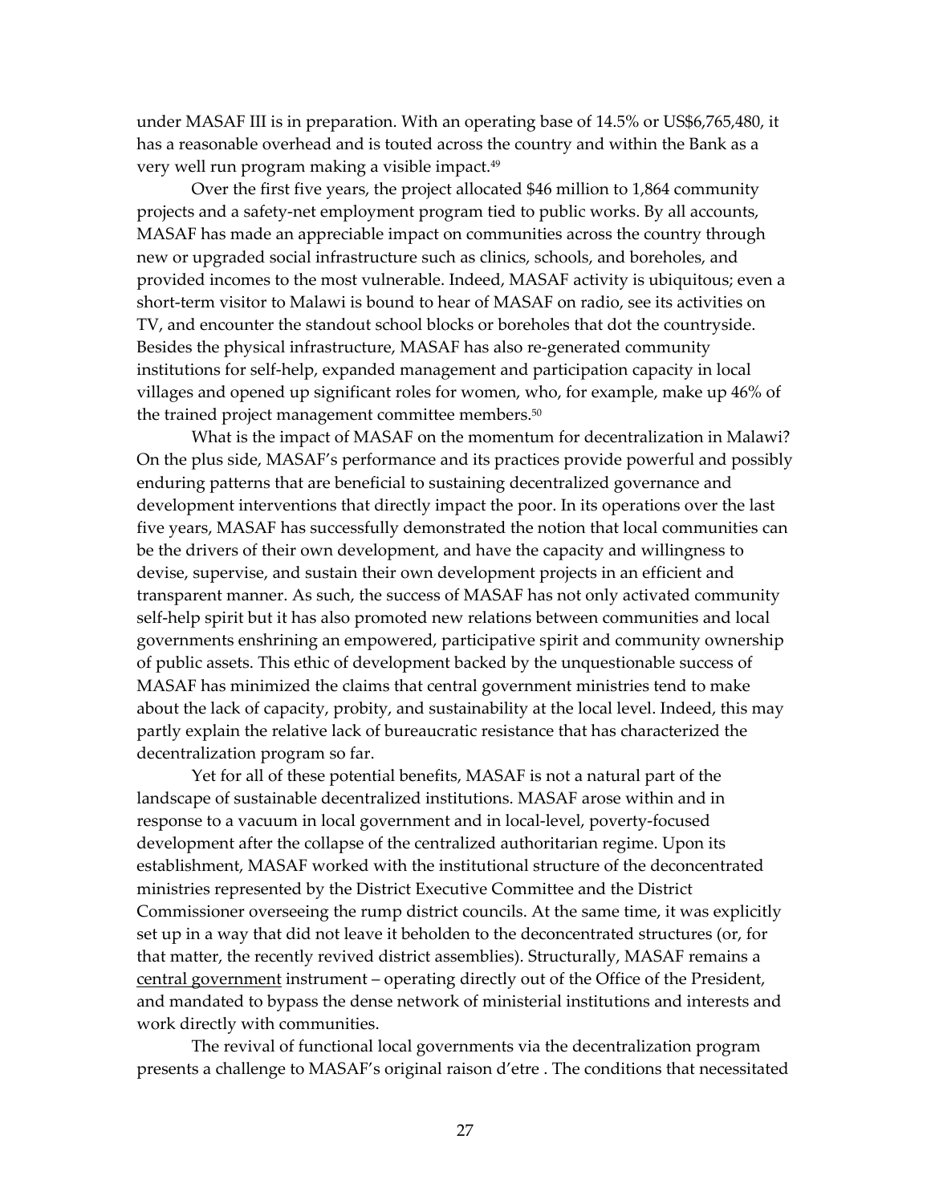under MASAF III is in preparation. With an operating base of 14.5% or US$6,765,480, it has a reasonable overhead and is touted across the country and within the Bank as a very well run program making a visible impact.[49]

Over the first five years, the project allocated $46 million to 1,864 community projects and a safety-net employment program tied to public works. By all accounts, MASAF has made an appreciable impact on communities across the country through new or upgraded social infrastructure such as clinics, schools, and boreholes, and provided incomes to the most vulnerable. Indeed, MASAF activity is ubiquitous; even a short-term visitor to Malawi is bound to hear of MASAF on radio, see its activities on TV, and encounter the standout school blocks or boreholes that dot the countryside. Besides the physical infrastructure, MASAF has also re-generated community institutions for self-help, expanded management and participation capacity in local villages and opened up significant roles for women, who, for example, make up 46% of the trained project management committee members.[50]

What is the impact of MASAF on the momentum for decentralization in Malawi? On the plus side, MASAF's performance and its practices provide powerful and possibly enduring patterns that are beneficial to sustaining decentralized governance and development interventions that directly impact the poor. In its operations over the last five years, MASAF has successfully demonstrated the notion that local communities can be the drivers of their own development, and have the capacity and willingness to devise, supervise, and sustain their own development projects in an efficient and transparent manner. As such, the success of MASAF has not only activated community self-help spirit but it has also promoted new relations between communities and local governments enshrining an empowered, participative spirit and community ownership of public assets. This ethic of development backed by the unquestionable success of MASAF has minimized the claims that central government ministries tend to make about the lack of capacity, probity, and sustainability at the local level. Indeed, this may partly explain the relative lack of bureaucratic resistance that has characterized the decentralization program so far.

Yet for all of these potential benefits, MASAF is not a natural part of the landscape of sustainable decentralized institutions. MASAF arose within and in response to a vacuum in local government and in local-level, poverty-focused development after the collapse of the centralized authoritarian regime. Upon its establishment, MASAF worked with the institutional structure of the deconcentrated ministries represented by the District Executive Committee and the District Commissioner overseeing the rump district councils. At the same time, it was explicitly set up in a way that did not leave it beholden to the deconcentrated structures (or, for that matter, the recently revived district assemblies). Structurally, MASAF remains a <u>central government</u> instrument – operating directly out of the Office of the President, and mandated to bypass the dense network of ministerial institutions and interests and work directly with communities.

The revival of functional local governments via the decentralization program presents a challenge to MASAF's original raison d'etre . The conditions that necessitated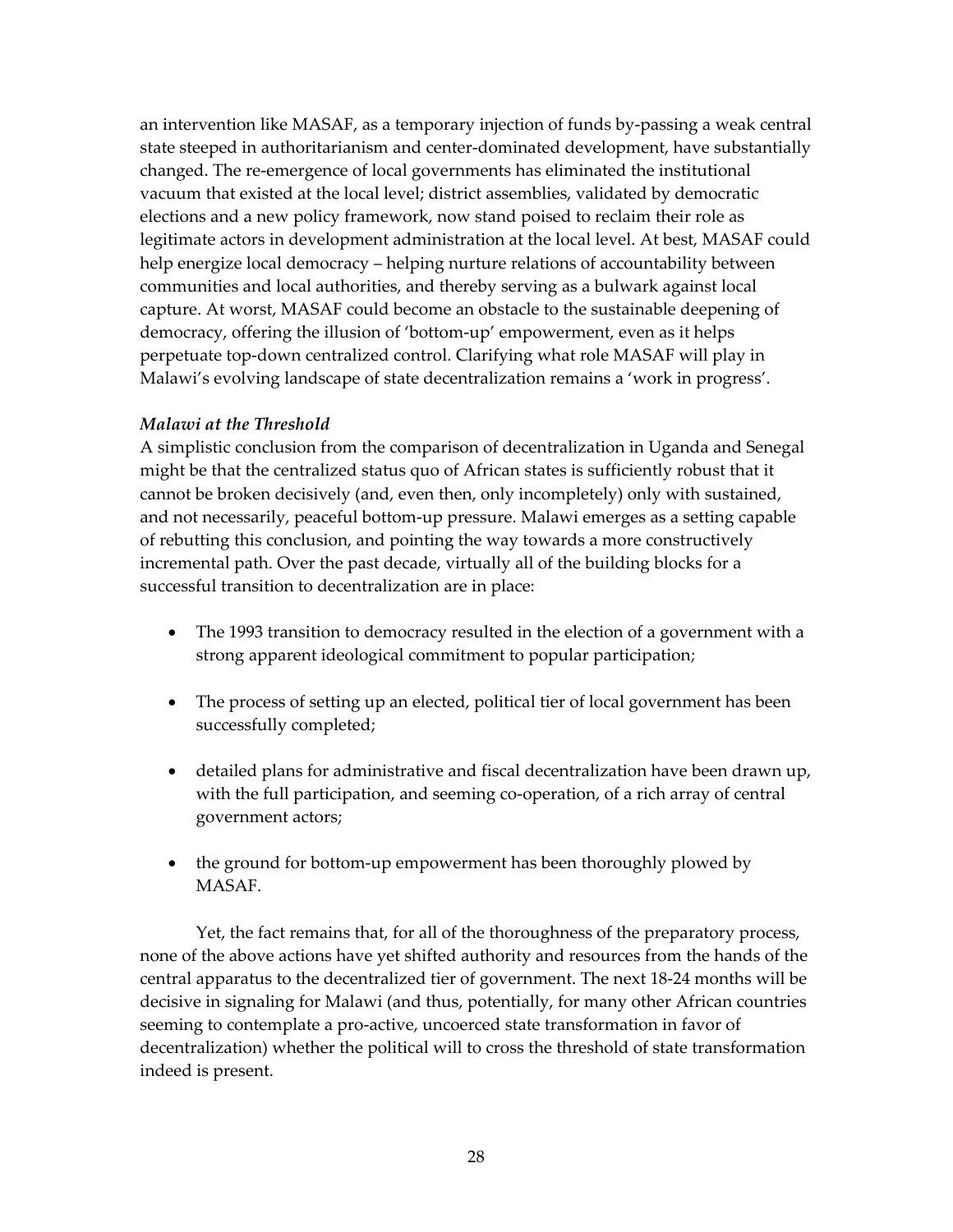an intervention like MASAF, as a temporary injection of funds by-passing a weak central state steeped in authoritarianism and center-dominated development, have substantially changed. The re-emergence of local governments has eliminated the institutional vacuum that existed at the local level; district assemblies, validated by democratic elections and a new policy framework, now stand poised to reclaim their role as legitimate actors in development administration at the local level. At best, MASAF could help energize local democracy – helping nurture relations of accountability between communities and local authorities, and thereby serving as a bulwark against local capture. At worst, MASAF could become an obstacle to the sustainable deepening of democracy, offering the illusion of 'bottom-up' empowerment, even as it helps perpetuate top-down centralized control. Clarifying what role MASAF will play in Malawi's evolving landscape of state decentralization remains a 'work in progress'.

***Malawi at the Threshold***

A simplistic conclusion from the comparison of decentralization in Uganda and Senegal might be that the centralized status quo of African states is sufficiently robust that it cannot be broken decisively (and, even then, only incompletely) only with sustained, and not necessarily, peaceful bottom-up pressure. Malawi emerges as a setting capable of rebutting this conclusion, and pointing the way towards a more constructively incremental path. Over the past decade, virtually all of the building blocks for a successful transition to decentralization are in place:

- The 1993 transition to democracy resulted in the election of a government with a strong apparent ideological commitment to popular participation;
- The process of setting up an elected, political tier of local government has been successfully completed;
- detailed plans for administrative and fiscal decentralization have been drawn up, with the full participation, and seeming co-operation, of a rich array of central government actors;
- the ground for bottom-up empowerment has been thoroughly plowed by MASAF.

Yet, the fact remains that, for all of the thoroughness of the preparatory process, none of the above actions have yet shifted authority and resources from the hands of the central apparatus to the decentralized tier of government. The next 18-24 months will be decisive in signaling for Malawi (and thus, potentially, for many other African countries seeming to contemplate a pro-active, uncoerced state transformation in favor of decentralization) whether the political will to cross the threshold of state transformation indeed is present.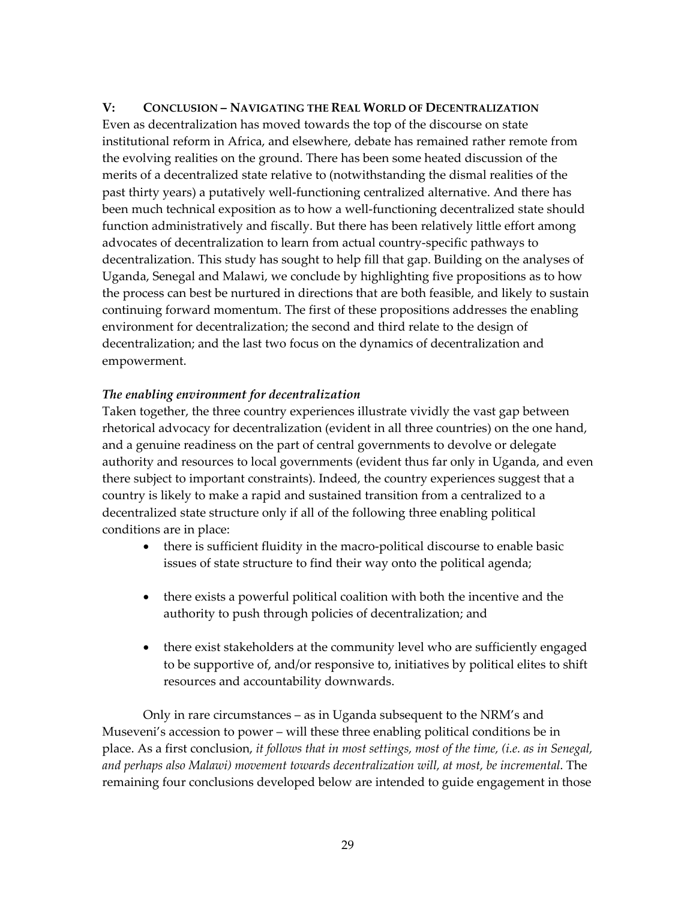## V: Conclusion – Navigating the Real World of Decentralization

Even as decentralization has moved towards the top of the discourse on state institutional reform in Africa, and elsewhere, debate has remained rather remote from the evolving realities on the ground. There has been some heated discussion of the merits of a decentralized state relative to (notwithstanding the dismal realities of the past thirty years) a putatively well-functioning centralized alternative. And there has been much technical exposition as to how a well-functioning decentralized state should function administratively and fiscally. But there has been relatively little effort among advocates of decentralization to learn from actual country-specific pathways to decentralization. This study has sought to help fill that gap. Building on the analyses of Uganda, Senegal and Malawi, we conclude by highlighting five propositions as to how the process can best be nurtured in directions that are both feasible, and likely to sustain continuing forward momentum. The first of these propositions addresses the enabling environment for decentralization; the second and third relate to the design of decentralization; and the last two focus on the dynamics of decentralization and empowerment.

### *The enabling environment for decentralization*

Taken together, the three country experiences illustrate vividly the vast gap between rhetorical advocacy for decentralization (evident in all three countries) on the one hand, and a genuine readiness on the part of central governments to devolve or delegate authority and resources to local governments (evident thus far only in Uganda, and even there subject to important constraints). Indeed, the country experiences suggest that a country is likely to make a rapid and sustained transition from a centralized to a decentralized state structure only if all of the following three enabling political conditions are in place:

- there is sufficient fluidity in the macro-political discourse to enable basic issues of state structure to find their way onto the political agenda;
- there exists a powerful political coalition with both the incentive and the authority to push through policies of decentralization; and
- there exist stakeholders at the community level who are sufficiently engaged to be supportive of, and/or responsive to, initiatives by political elites to shift resources and accountability downwards.

Only in rare circumstances – as in Uganda subsequent to the NRM's and Museveni's accession to power – will these three enabling political conditions be in place. As a first conclusion, *it follows that in most settings, most of the time, (i.e. as in Senegal, and perhaps also Malawi) movement towards decentralization will, at most, be incremental*. The remaining four conclusions developed below are intended to guide engagement in those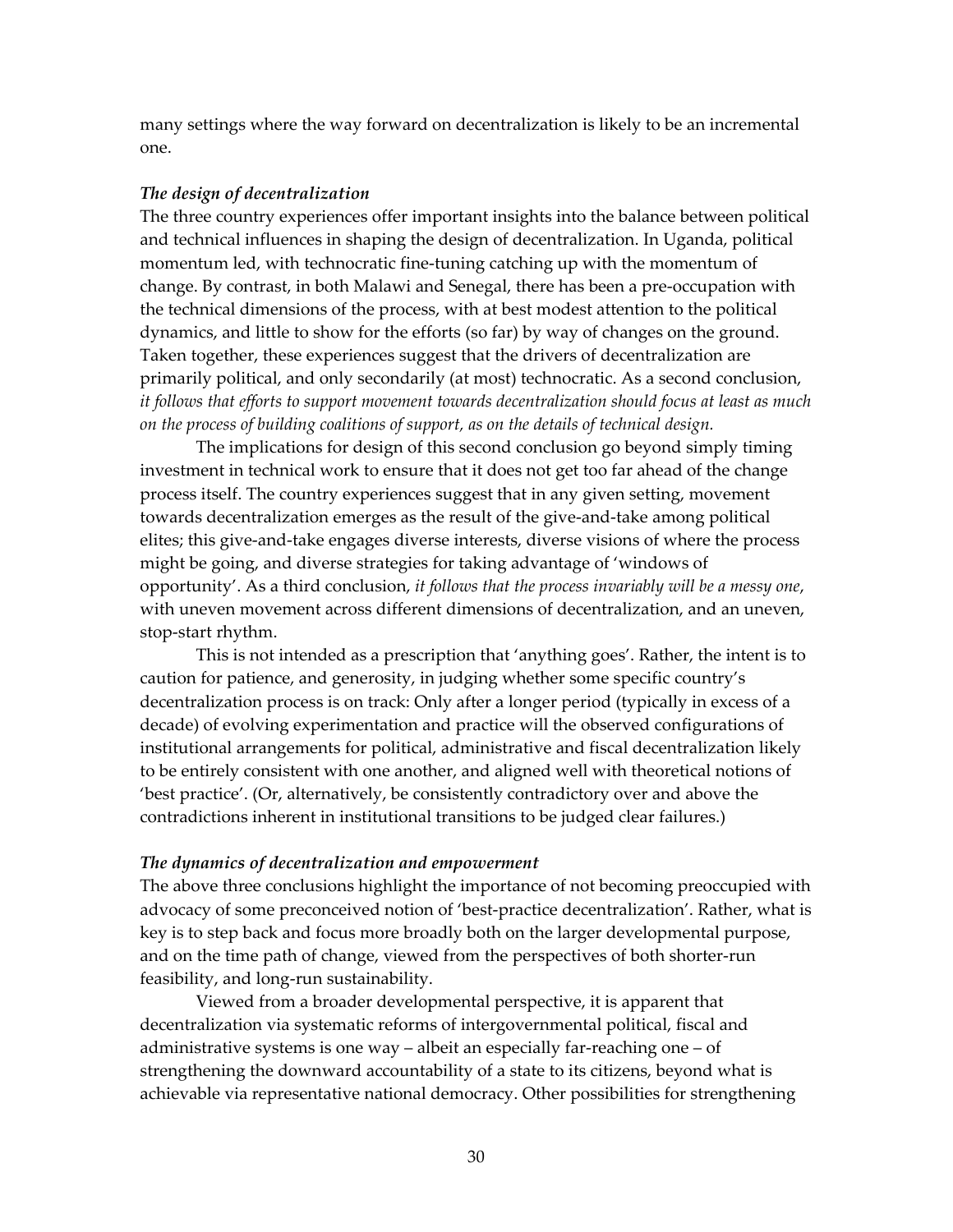many settings where the way forward on decentralization is likely to be an incremental one.

***The design of decentralization***

The three country experiences offer important insights into the balance between political and technical influences in shaping the design of decentralization. In Uganda, political momentum led, with technocratic fine-tuning catching up with the momentum of change. By contrast, in both Malawi and Senegal, there has been a pre-occupation with the technical dimensions of the process, with at best modest attention to the political dynamics, and little to show for the efforts (so far) by way of changes on the ground. Taken together, these experiences suggest that the drivers of decentralization are primarily political, and only secondarily (at most) technocratic. As a second conclusion, *it follows that efforts to support movement towards decentralization should focus at least as much on the process of building coalitions of support, as on the details of technical design.*

The implications for design of this second conclusion go beyond simply timing investment in technical work to ensure that it does not get too far ahead of the change process itself. The country experiences suggest that in any given setting, movement towards decentralization emerges as the result of the give-and-take among political elites; this give-and-take engages diverse interests, diverse visions of where the process might be going, and diverse strategies for taking advantage of 'windows of opportunity'. As a third conclusion, *it follows that the process invariably will be a messy one*, with uneven movement across different dimensions of decentralization, and an uneven, stop-start rhythm.

This is not intended as a prescription that 'anything goes'. Rather, the intent is to caution for patience, and generosity, in judging whether some specific country's decentralization process is on track: Only after a longer period (typically in excess of a decade) of evolving experimentation and practice will the observed configurations of institutional arrangements for political, administrative and fiscal decentralization likely to be entirely consistent with one another, and aligned well with theoretical notions of 'best practice'. (Or, alternatively, be consistently contradictory over and above the contradictions inherent in institutional transitions to be judged clear failures.)

***The dynamics of decentralization and empowerment***

The above three conclusions highlight the importance of not becoming preoccupied with advocacy of some preconceived notion of 'best-practice decentralization'. Rather, what is key is to step back and focus more broadly both on the larger developmental purpose, and on the time path of change, viewed from the perspectives of both shorter-run feasibility, and long-run sustainability.

Viewed from a broader developmental perspective, it is apparent that decentralization via systematic reforms of intergovernmental political, fiscal and administrative systems is one way – albeit an especially far-reaching one – of strengthening the downward accountability of a state to its citizens, beyond what is achievable via representative national democracy. Other possibilities for strengthening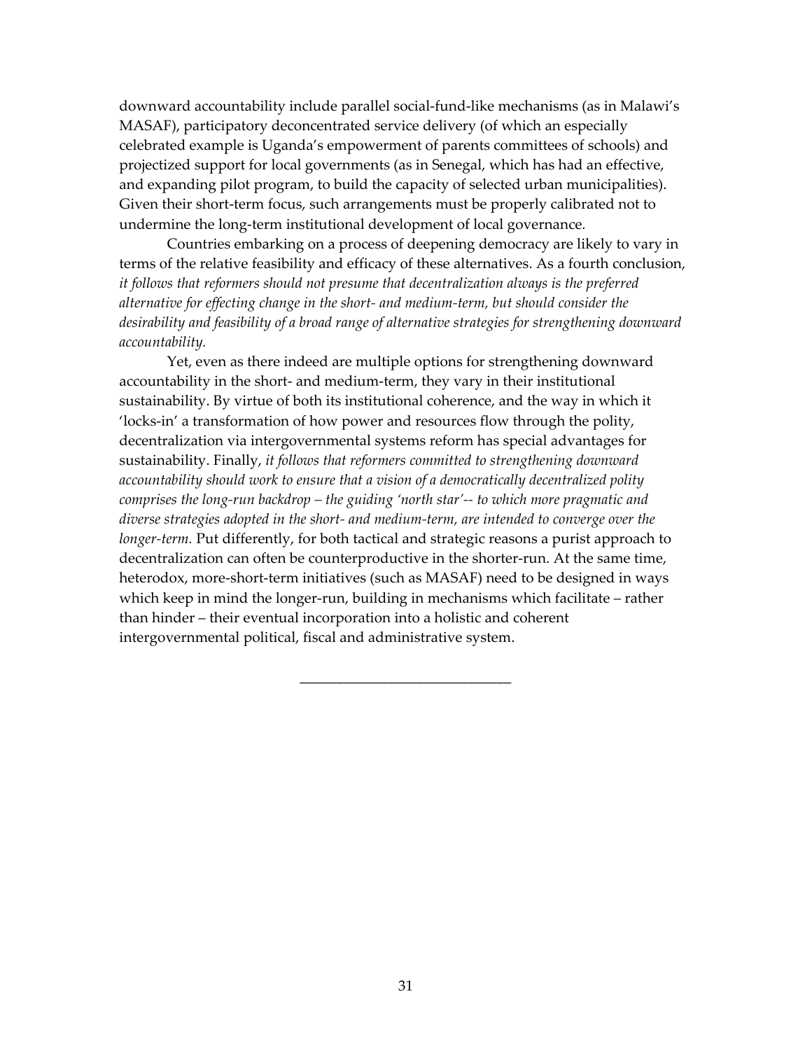downward accountability include parallel social-fund-like mechanisms (as in Malawi's MASAF), participatory deconcentrated service delivery (of which an especially celebrated example is Uganda's empowerment of parents committees of schools) and projectized support for local governments (as in Senegal, which has had an effective, and expanding pilot program, to build the capacity of selected urban municipalities). Given their short-term focus, such arrangements must be properly calibrated not to undermine the long-term institutional development of local governance.

Countries embarking on a process of deepening democracy are likely to vary in terms of the relative feasibility and efficacy of these alternatives. As a fourth conclusion, *it follows that reformers should not presume that decentralization always is the preferred alternative for effecting change in the short- and medium-term, but should consider the desirability and feasibility of a broad range of alternative strategies for strengthening downward accountability.*

Yet, even as there indeed are multiple options for strengthening downward accountability in the short- and medium-term, they vary in their institutional sustainability. By virtue of both its institutional coherence, and the way in which it 'locks-in' a transformation of how power and resources flow through the polity, decentralization via intergovernmental systems reform has special advantages for sustainability. Finally, *it follows that reformers committed to strengthening downward accountability should work to ensure that a vision of a democratically decentralized polity comprises the long-run backdrop – the guiding 'north star'-- to which more pragmatic and diverse strategies adopted in the short- and medium-term, are intended to converge over the longer-term.* Put differently, for both tactical and strategic reasons a purist approach to decentralization can often be counterproductive in the shorter-run. At the same time, heterodox, more-short-term initiatives (such as MASAF) need to be designed in ways which keep in mind the longer-run, building in mechanisms which facilitate – rather than hinder – their eventual incorporation into a holistic and coherent intergovernmental political, fiscal and administrative system.

___________________________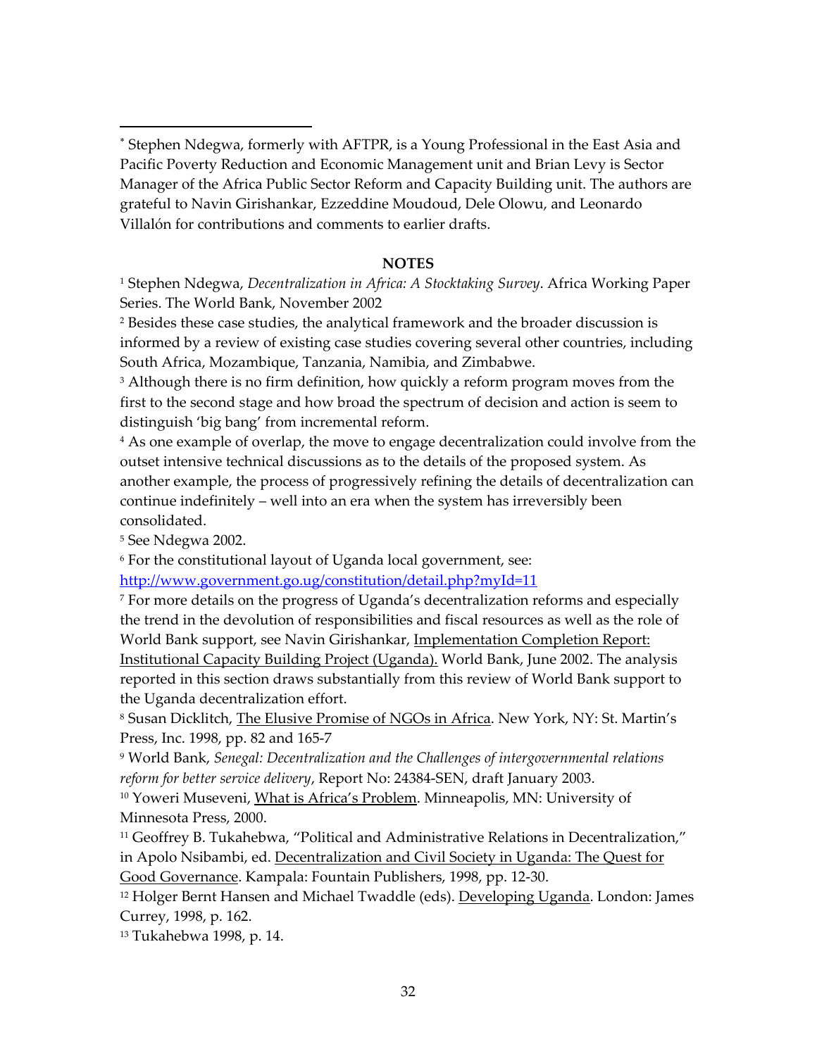---

[*] Stephen Ndegwa, formerly with AFTPR, is a Young Professional in the East Asia and Pacific Poverty Reduction and Economic Management unit and Brian Levy is Sector Manager of the Africa Public Sector Reform and Capacity Building unit. The authors are grateful to Navin Girishankar, Ezzeddine Moudoud, Dele Olowu, and Leonardo Villalón for contributions and comments to earlier drafts.

**NOTES**

[1] Stephen Ndegwa, *Decentralization in Africa: A Stocktaking Survey*. Africa Working Paper Series. The World Bank, November 2002

[2] Besides these case studies, the analytical framework and the broader discussion is informed by a review of existing case studies covering several other countries, including South Africa, Mozambique, Tanzania, Namibia, and Zimbabwe.

[3] Although there is no firm definition, how quickly a reform program moves from the first to the second stage and how broad the spectrum of decision and action is seem to distinguish 'big bang' from incremental reform.

[4] As one example of overlap, the move to engage decentralization could involve from the outset intensive technical discussions as to the details of the proposed system. As another example, the process of progressively refining the details of decentralization can continue indefinitely – well into an era when the system has irreversibly been consolidated.

[5] See Ndegwa 2002.

[6] For the constitutional layout of Uganda local government, see: http://www.government.go.ug/constitution/detail.php?myId=11

[7] For more details on the progress of Uganda's decentralization reforms and especially the trend in the devolution of responsibilities and fiscal resources as well as the role of World Bank support, see Navin Girishankar, Implementation Completion Report: Institutional Capacity Building Project (Uganda). World Bank, June 2002. The analysis reported in this section draws substantially from this review of World Bank support to the Uganda decentralization effort.

[8] Susan Dicklitch, The Elusive Promise of NGOs in Africa. New York, NY: St. Martin's Press, Inc. 1998, pp. 82 and 165-7

[9] World Bank, *Senegal: Decentralization and the Challenges of intergovernmental relations reform for better service delivery*, Report No: 24384-SEN, draft January 2003.

[10] Yoweri Museveni, What is Africa's Problem. Minneapolis, MN: University of Minnesota Press, 2000.

[11] Geoffrey B. Tukahebwa, "Political and Administrative Relations in Decentralization," in Apolo Nsibambi, ed. Decentralization and Civil Society in Uganda: The Quest for Good Governance. Kampala: Fountain Publishers, 1998, pp. 12-30.

[12] Holger Bernt Hansen and Michael Twaddle (eds). Developing Uganda. London: James Currey, 1998, p. 162.

[13] Tukahebwa 1998, p. 14.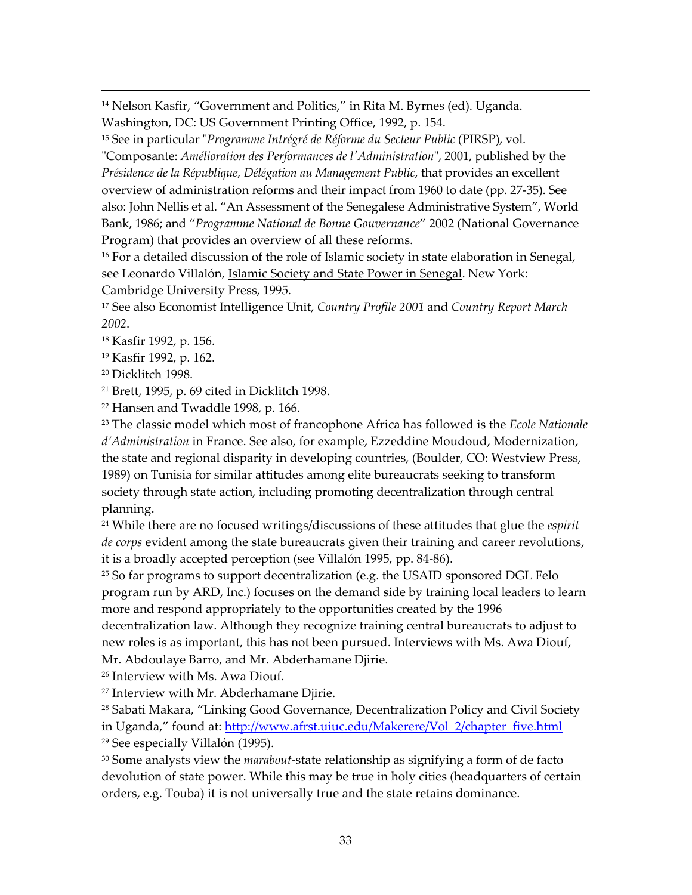[14] Nelson Kasfir, "Government and Politics," in Rita M. Byrnes (ed). Uganda. Washington, DC: US Government Printing Office, 1992, p. 154.

[15] See in particular "*Programme Intrégré de Réforme du Secteur Public* (PIRSP), vol. "Composante: *Amélioration des Performances de l'Administration*", 2001, published by the *Présidence de la République, Délégation au Management Public*, that provides an excellent overview of administration reforms and their impact from 1960 to date (pp. 27-35). See also: John Nellis et al. "An Assessment of the Senegalese Administrative System", World Bank, 1986; and "*Programme National de Bonne Gouvernance*" 2002 (National Governance Program) that provides an overview of all these reforms.

[16] For a detailed discussion of the role of Islamic society in state elaboration in Senegal, see Leonardo Villalón, Islamic Society and State Power in Senegal. New York: Cambridge University Press, 1995.

[17] See also Economist Intelligence Unit, *Country Profile 2001* and *Country Report March 2002*.

[18] Kasfir 1992, p. 156.

[19] Kasfir 1992, p. 162.

[20] Dicklitch 1998.

[21] Brett, 1995, p. 69 cited in Dicklitch 1998.

[22] Hansen and Twaddle 1998, p. 166.

[23] The classic model which most of francophone Africa has followed is the *Ecole Nationale d'Administration* in France. See also, for example, Ezzeddine Moudoud, Modernization, the state and regional disparity in developing countries, (Boulder, CO: Westview Press, 1989) on Tunisia for similar attitudes among elite bureaucrats seeking to transform society through state action, including promoting decentralization through central planning.

[24] While there are no focused writings/discussions of these attitudes that glue the *espirit de corps* evident among the state bureaucrats given their training and career revolutions, it is a broadly accepted perception (see Villalón 1995, pp. 84-86).

[25] So far programs to support decentralization (e.g. the USAID sponsored DGL Felo program run by ARD, Inc.) focuses on the demand side by training local leaders to learn more and respond appropriately to the opportunities created by the 1996 decentralization law. Although they recognize training central bureaucrats to adjust to new roles is as important, this has not been pursued. Interviews with Ms. Awa Diouf, Mr. Abdoulaye Barro, and Mr. Abderhamane Djirie.

[26] Interview with Ms. Awa Diouf.

[27] Interview with Mr. Abderhamane Djirie.

[28] Sabati Makara, "Linking Good Governance, Decentralization Policy and Civil Society in Uganda," found at: http://www.afrst.uiuc.edu/Makerere/Vol_2/chapter_five.html

[29] See especially Villalón (1995).

[30] Some analysts view the *marabout*-state relationship as signifying a form of de facto devolution of state power. While this may be true in holy cities (headquarters of certain orders, e.g. Touba) it is not universally true and the state retains dominance.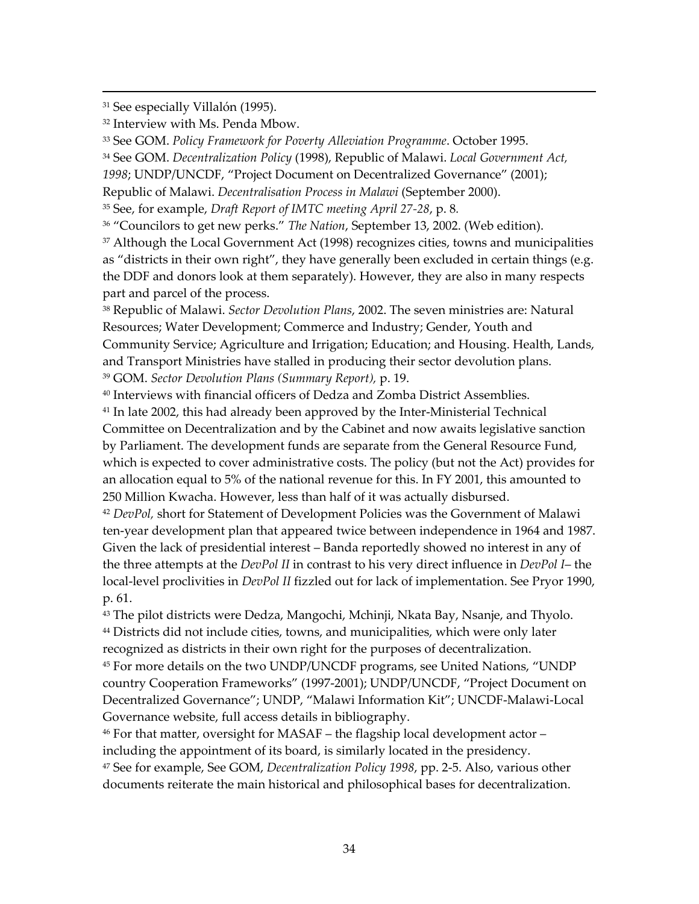[31] See especially Villalón (1995).

[32] Interview with Ms. Penda Mbow.

[33] See GOM. *Policy Framework for Poverty Alleviation Programme*. October 1995.

[34] See GOM. *Decentralization Policy* (1998), Republic of Malawi. *Local Government Act, 1998*; UNDP/UNCDF, "Project Document on Decentralized Governance" (2001); Republic of Malawi. *Decentralisation Process in Malawi* (September 2000).

[35] See, for example, *Draft Report of IMTC meeting April 27-28*, p. 8.

[36] "Councilors to get new perks." *The Nation*, September 13, 2002. (Web edition).

[37] Although the Local Government Act (1998) recognizes cities, towns and municipalities as "districts in their own right", they have generally been excluded in certain things (e.g. the DDF and donors look at them separately). However, they are also in many respects part and parcel of the process.

[38] Republic of Malawi. *Sector Devolution Plans*, 2002. The seven ministries are: Natural Resources; Water Development; Commerce and Industry; Gender, Youth and Community Service; Agriculture and Irrigation; Education; and Housing. Health, Lands, and Transport Ministries have stalled in producing their sector devolution plans.

[39] GOM. *Sector Devolution Plans (Summary Report),* p. 19.

[40] Interviews with financial officers of Dedza and Zomba District Assemblies.

[41] In late 2002, this had already been approved by the Inter-Ministerial Technical Committee on Decentralization and by the Cabinet and now awaits legislative sanction by Parliament. The development funds are separate from the General Resource Fund, which is expected to cover administrative costs. The policy (but not the Act) provides for an allocation equal to 5% of the national revenue for this. In FY 2001, this amounted to 250 Million Kwacha. However, less than half of it was actually disbursed.

[42] *DevPol,* short for Statement of Development Policies was the Government of Malawi ten-year development plan that appeared twice between independence in 1964 and 1987. Given the lack of presidential interest – Banda reportedly showed no interest in any of the three attempts at the *DevPol II* in contrast to his very direct influence in *DevPol I*– the local-level proclivities in *DevPol II* fizzled out for lack of implementation. See Pryor 1990, p. 61.

[43] The pilot districts were Dedza, Mangochi, Mchinji, Nkata Bay, Nsanje, and Thyolo.

[44] Districts did not include cities, towns, and municipalities, which were only later recognized as districts in their own right for the purposes of decentralization.

[45] For more details on the two UNDP/UNCDF programs, see United Nations, "UNDP country Cooperation Frameworks" (1997-2001); UNDP/UNCDF, "Project Document on Decentralized Governance"; UNDP, "Malawi Information Kit"; UNCDF-Malawi-Local Governance website, full access details in bibliography.

[46] For that matter, oversight for MASAF – the flagship local development actor – including the appointment of its board, is similarly located in the presidency.

[47] See for example, See GOM, *Decentralization Policy 1998*, pp. 2-5. Also, various other documents reiterate the main historical and philosophical bases for decentralization.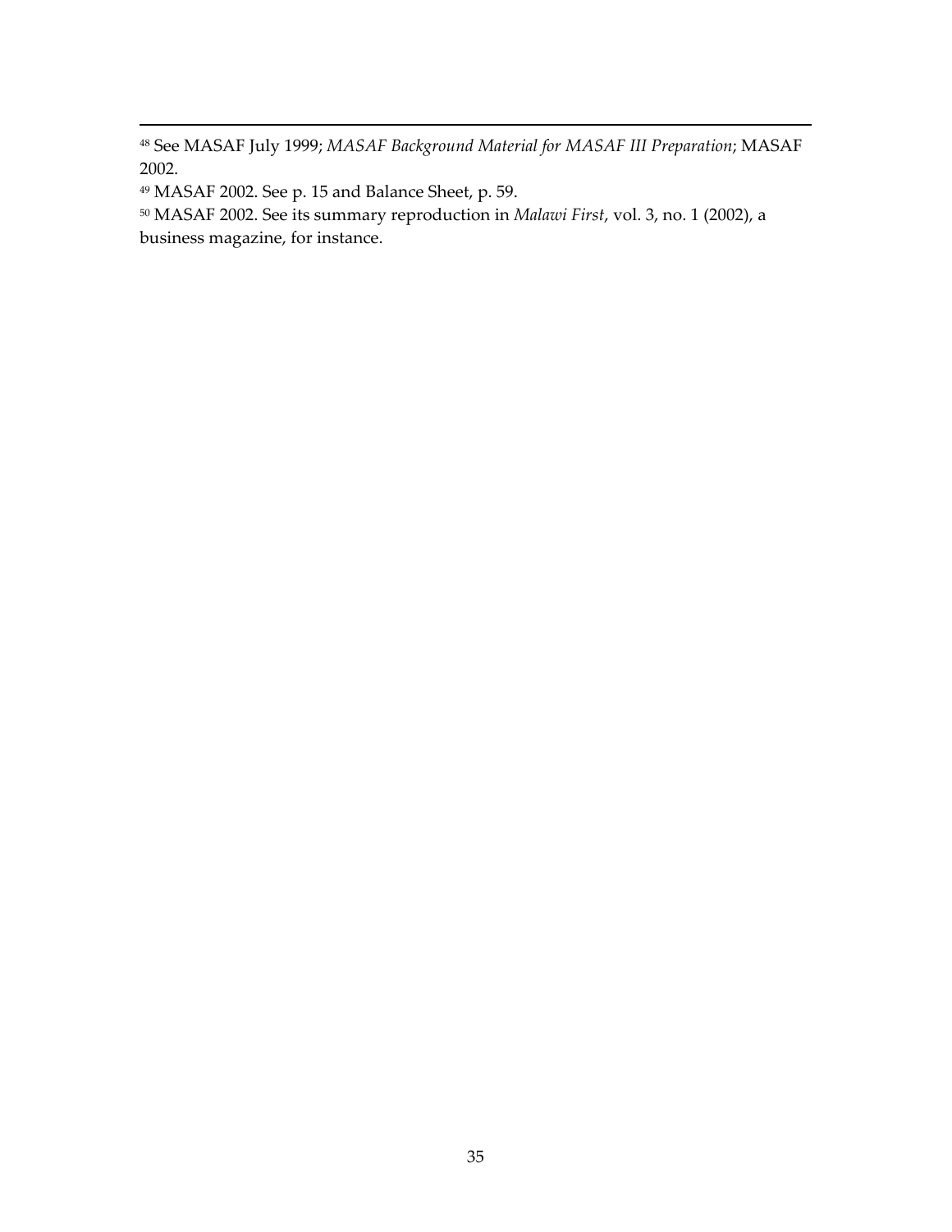[48] See MASAF July 1999; *MASAF Background Material for MASAF III Preparation*; MASAF 2002.

[49] MASAF 2002. See p. 15 and Balance Sheet, p. 59.

[50] MASAF 2002. See its summary reproduction in *Malawi First*, vol. 3, no. 1 (2002), a business magazine, for instance.